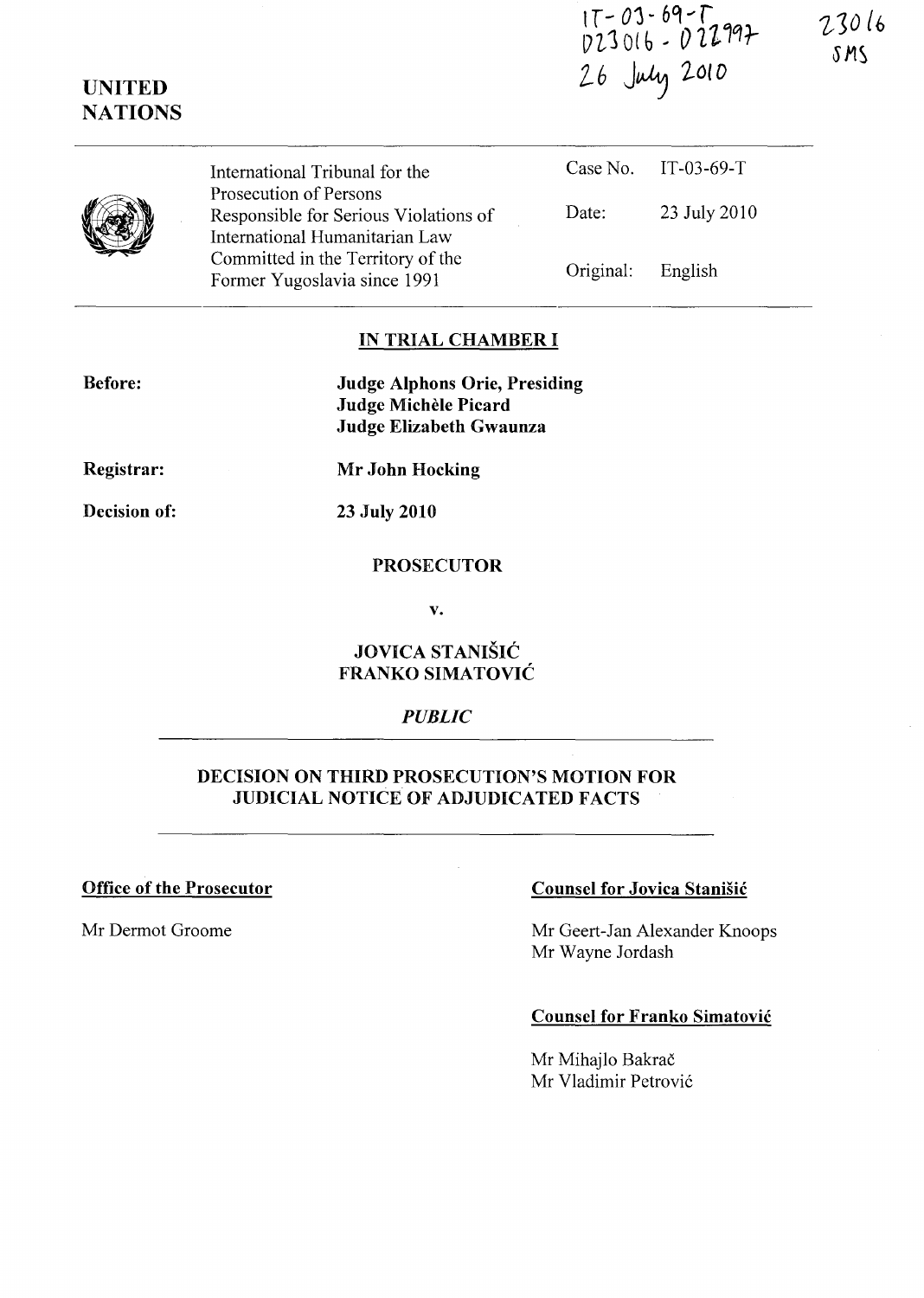IT-03-69-T
D23016 - D22997
26 July 2010

23016
SMS

**UNITED NATIONS**

| International Tribunal for the Prosecution of Persons Responsible for Serious Violations of International Humanitarian Law Committed in the Territory of the Former Yugoslavia since 1991 | Case No. | IT-03-69-T |
|---|---|---|
| | Date: | 23 July 2010 |
| | Original: | English |

## IN TRIAL CHAMBER I

**Before:**

**Judge Alphons Orie, Presiding**
**Judge Michèle Picard**
**Judge Elizabeth Gwaunza**

**Registrar:** **Mr John Hocking**

**Decision of:** **23 July 2010**

**PROSECUTOR**

**v.**

**JOVICA STANIŠIĆ**
**FRANKO SIMATOVIĆ**

***PUBLIC***

**DECISION ON THIRD PROSECUTION'S MOTION FOR JUDICIAL NOTICE OF ADJUDICATED FACTS**

**Office of the Prosecutor**

Mr Dermot Groome

**Counsel for Jovica Stanišić**

Mr Geert-Jan Alexander Knoops
Mr Wayne Jordash

**Counsel for Franko Simatović**

Mr Mihajlo Bakrač
Mr Vladimir Petrović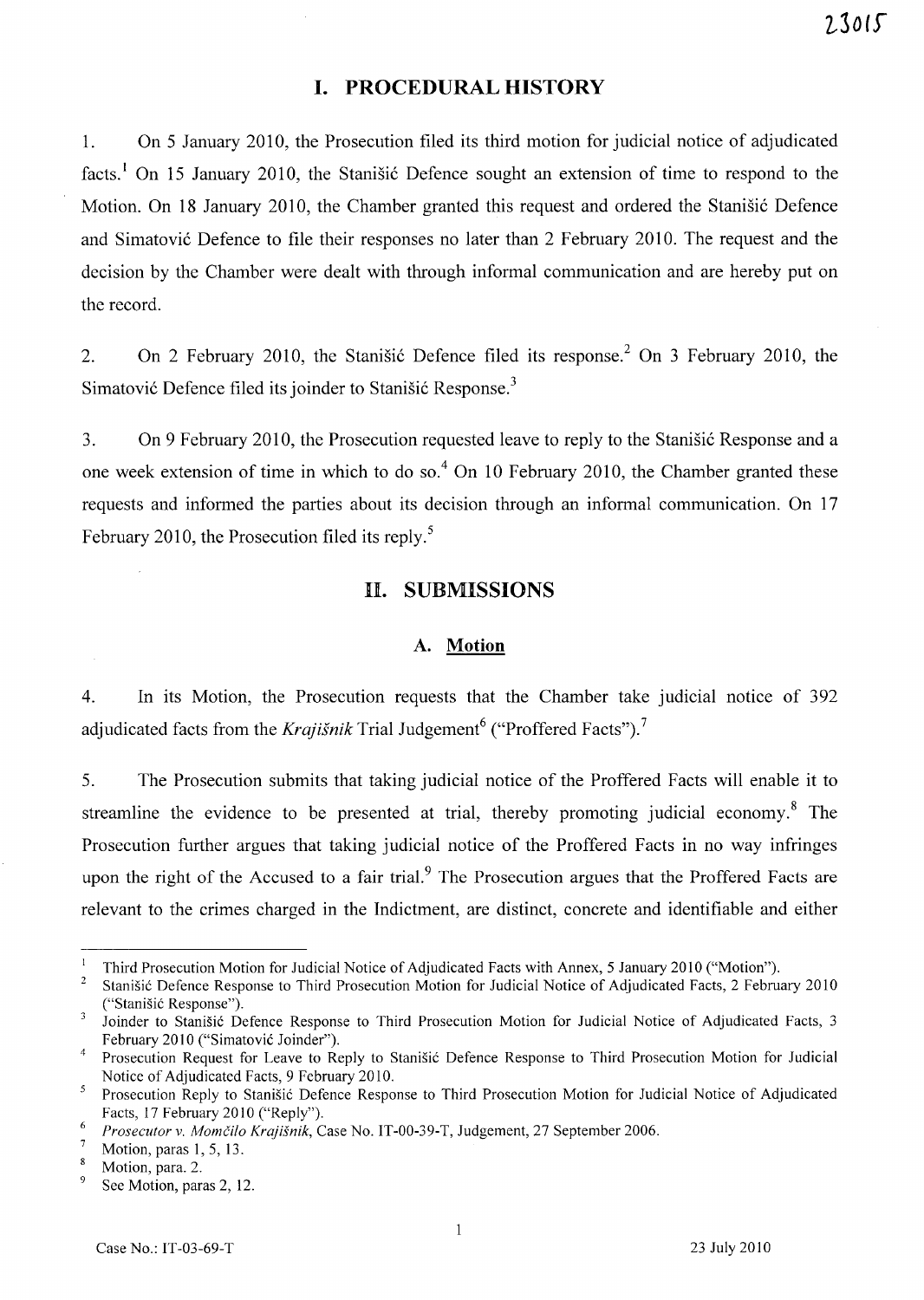# I. PROCEDURAL HISTORY

1. On 5 January 2010, the Prosecution filed its third motion for judicial notice of adjudicated facts.[1] On 15 January 2010, the Stanišić Defence sought an extension of time to respond to the Motion. On 18 January 2010, the Chamber granted this request and ordered the Stanišić Defence and Simatović Defence to file their responses no later than 2 February 2010. The request and the decision by the Chamber were dealt with through informal communication and are hereby put on the record.

2. On 2 February 2010, the Stanišić Defence filed its response.[2] On 3 February 2010, the Simatović Defence filed its joinder to Stanišić Response.[3]

3. On 9 February 2010, the Prosecution requested leave to reply to the Stanišić Response and a one week extension of time in which to do so.[4] On 10 February 2010, the Chamber granted these requests and informed the parties about its decision through an informal communication. On 17 February 2010, the Prosecution filed its reply.[5]

# II. SUBMISSIONS

## A. Motion

4. In its Motion, the Prosecution requests that the Chamber take judicial notice of 392 adjudicated facts from the *Krajišnik* Trial Judgement[6] ("Proffered Facts").[7]

5. The Prosecution submits that taking judicial notice of the Proffered Facts will enable it to streamline the evidence to be presented at trial, thereby promoting judicial economy.[8] The Prosecution further argues that taking judicial notice of the Proffered Facts in no way infringes upon the right of the Accused to a fair trial.[9] The Prosecution argues that the Proffered Facts are relevant to the crimes charged in the Indictment, are distinct, concrete and identifiable and either

---

[1] Third Prosecution Motion for Judicial Notice of Adjudicated Facts with Annex, 5 January 2010 ("Motion").

[2] Stanišić Defence Response to Third Prosecution Motion for Judicial Notice of Adjudicated Facts, 2 February 2010 ("Stanišić Response").

[3] Joinder to Stanišić Defence Response to Third Prosecution Motion for Judicial Notice of Adjudicated Facts, 3 February 2010 ("Simatović Joinder").

[4] Prosecution Request for Leave to Reply to Stanišić Defence Response to Third Prosecution Motion for Judicial Notice of Adjudicated Facts, 9 February 2010.

[5] Prosecution Reply to Stanišić Defence Response to Third Prosecution Motion for Judicial Notice of Adjudicated Facts, 17 February 2010 ("Reply").

[6] *Prosecutor v. Momčilo Krajišnik*, Case No. IT-00-39-T, Judgement, 27 September 2006.

[7] Motion, paras 1, 5, 13.

[8] Motion, para. 2.

[9] See Motion, paras 2, 12.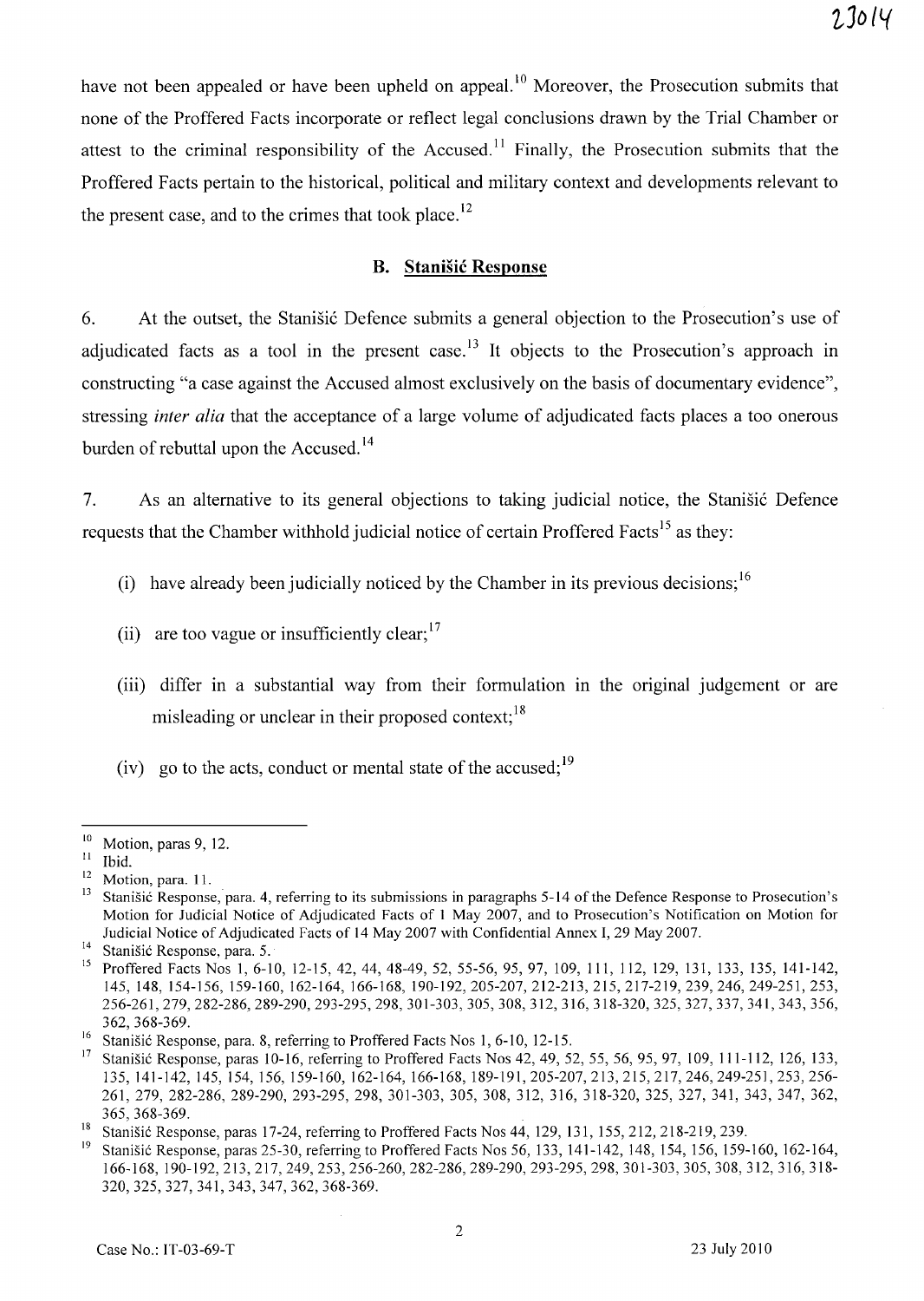have not been appealed or have been upheld on appeal.[10] Moreover, the Prosecution submits that none of the Proffered Facts incorporate or reflect legal conclusions drawn by the Trial Chamber or attest to the criminal responsibility of the Accused.[11] Finally, the Prosecution submits that the Proffered Facts pertain to the historical, political and military context and developments relevant to the present case, and to the crimes that took place.[12]

### B. Stanišić Response

6. At the outset, the Stanišić Defence submits a general objection to the Prosecution's use of adjudicated facts as a tool in the present case.[13] It objects to the Prosecution's approach in constructing "a case against the Accused almost exclusively on the basis of documentary evidence", stressing *inter alia* that the acceptance of a large volume of adjudicated facts places a too onerous burden of rebuttal upon the Accused.[14]

7. As an alternative to its general objections to taking judicial notice, the Stanišić Defence requests that the Chamber withhold judicial notice of certain Proffered Facts[15] as they:

(i) have already been judicially noticed by the Chamber in its previous decisions;[16]

(ii) are too vague or insufficiently clear;[17]

(iii) differ in a substantial way from their formulation in the original judgement or are misleading or unclear in their proposed context;[18]

(iv) go to the acts, conduct or mental state of the accused;[19]

---

[10] Motion, paras 9, 12.

[11] Ibid.

[12] Motion, para. 11.

[13] Stanišić Response, para. 4, referring to its submissions in paragraphs 5-14 of the Defence Response to Prosecution's Motion for Judicial Notice of Adjudicated Facts of 1 May 2007, and to Prosecution's Notification on Motion for Judicial Notice of Adjudicated Facts of 14 May 2007 with Confidential Annex I, 29 May 2007.

[14] Stanišić Response, para. 5.

[15] Proffered Facts Nos 1, 6-10, 12-15, 42, 44, 48-49, 52, 55-56, 95, 97, 109, 111, 112, 129, 131, 133, 135, 141-142, 145, 148, 154-156, 159-160, 162-164, 166-168, 190-192, 205-207, 212-213, 215, 217-219, 239, 246, 249-251, 253, 256-261, 279, 282-286, 289-290, 293-295, 298, 301-303, 305, 308, 312, 316, 318-320, 325, 327, 337, 341, 343, 356, 362, 368-369.

[16] Stanišić Response, para. 8, referring to Proffered Facts Nos 1, 6-10, 12-15.

[17] Stanišić Response, paras 10-16, referring to Proffered Facts Nos 42, 49, 52, 55, 56, 95, 97, 109, 111-112, 126, 133, 135, 141-142, 145, 154, 156, 159-160, 162-164, 166-168, 189-191, 205-207, 213, 215, 217, 246, 249-251, 253, 256-261, 279, 282-286, 289-290, 293-295, 298, 301-303, 305, 308, 312, 316, 318-320, 325, 327, 341, 343, 347, 362, 365, 368-369.

[18] Stanišić Response, paras 17-24, referring to Proffered Facts Nos 44, 129, 131, 155, 212, 218-219, 239.

[19] Stanišić Response, paras 25-30, referring to Proffered Facts Nos 56, 133, 141-142, 148, 154, 156, 159-160, 162-164, 166-168, 190-192, 213, 217, 249, 253, 256-260, 282-286, 289-290, 293-295, 298, 301-303, 305, 308, 312, 316, 318-320, 325, 327, 341, 343, 347, 362, 368-369.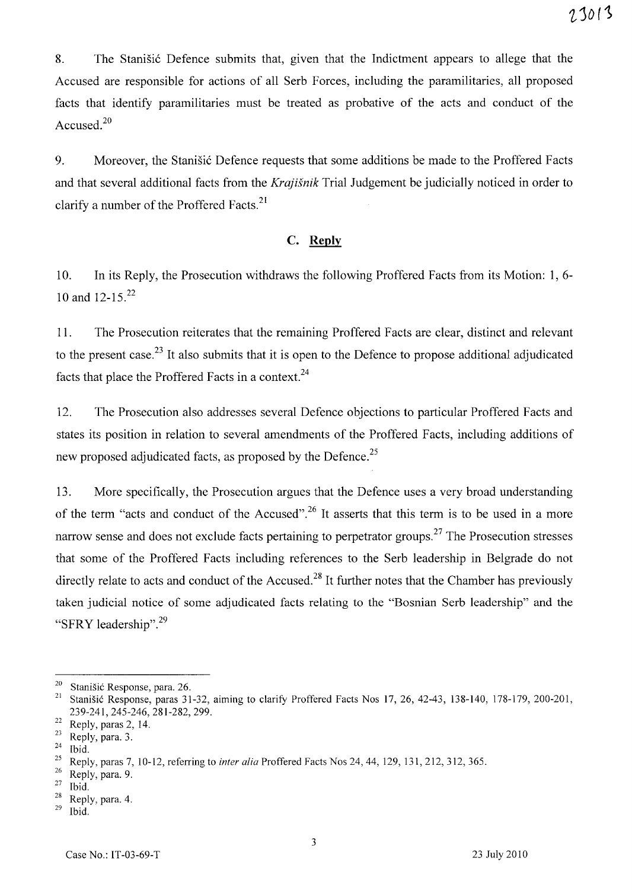8. The Stanišić Defence submits that, given that the Indictment appears to allege that the Accused are responsible for actions of all Serb Forces, including the paramilitaries, all proposed facts that identify paramilitaries must be treated as probative of the acts and conduct of the Accused.[20]

9. Moreover, the Stanišić Defence requests that some additions be made to the Proffered Facts and that several additional facts from the *Krajišnik* Trial Judgement be judicially noticed in order to clarify a number of the Proffered Facts.[21]

## C. Reply

10. In its Reply, the Prosecution withdraws the following Proffered Facts from its Motion: 1, 6-10 and 12-15.[22]

11. The Prosecution reiterates that the remaining Proffered Facts are clear, distinct and relevant to the present case.[23] It also submits that it is open to the Defence to propose additional adjudicated facts that place the Proffered Facts in a context.[24]

12. The Prosecution also addresses several Defence objections to particular Proffered Facts and states its position in relation to several amendments of the Proffered Facts, including additions of new proposed adjudicated facts, as proposed by the Defence.[25]

13. More specifically, the Prosecution argues that the Defence uses a very broad understanding of the term "acts and conduct of the Accused".[26] It asserts that this term is to be used in a more narrow sense and does not exclude facts pertaining to perpetrator groups.[27] The Prosecution stresses that some of the Proffered Facts including references to the Serb leadership in Belgrade do not directly relate to acts and conduct of the Accused.[28] It further notes that the Chamber has previously taken judicial notice of some adjudicated facts relating to the "Bosnian Serb leadership" and the "SFRY leadership".[29]

---

[20] Stanišić Response, para. 26.

[21] Stanišić Response, paras 31-32, aiming to clarify Proffered Facts Nos 17, 26, 42-43, 138-140, 178-179, 200-201, 239-241, 245-246, 281-282, 299.

[22] Reply, paras 2, 14.

[23] Reply, para. 3.

[24] Ibid.

[25] Reply, paras 7, 10-12, referring to *inter alia* Proffered Facts Nos 24, 44, 129, 131, 212, 312, 365.

[26] Reply, para. 9.

[27] Ibid.

[28] Reply, para. 4.

[29] Ibid.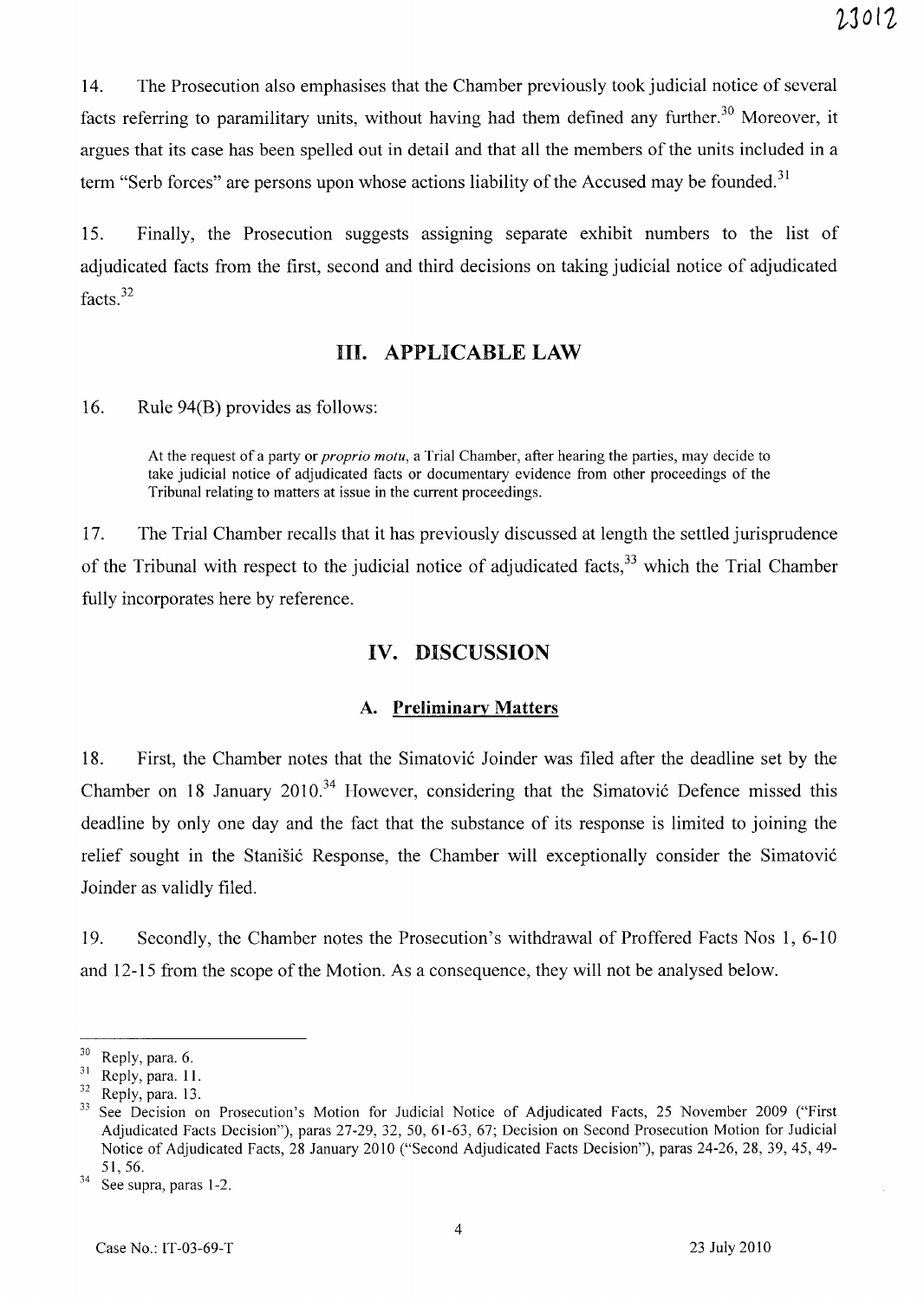14. The Prosecution also emphasises that the Chamber previously took judicial notice of several facts referring to paramilitary units, without having had them defined any further.[30] Moreover, it argues that its case has been spelled out in detail and that all the members of the units included in a term "Serb forces" are persons upon whose actions liability of the Accused may be founded.[31]

15. Finally, the Prosecution suggests assigning separate exhibit numbers to the list of adjudicated facts from the first, second and third decisions on taking judicial notice of adjudicated facts.[32]

## III. APPLICABLE LAW

16. Rule 94(B) provides as follows:

> At the request of a party or *proprio motu*, a Trial Chamber, after hearing the parties, may decide to take judicial notice of adjudicated facts or documentary evidence from other proceedings of the Tribunal relating to matters at issue in the current proceedings.

17. The Trial Chamber recalls that it has previously discussed at length the settled jurisprudence of the Tribunal with respect to the judicial notice of adjudicated facts,[33] which the Trial Chamber fully incorporates here by reference.

## IV. DISCUSSION

### A. Preliminary Matters

18. First, the Chamber notes that the Simatović Joinder was filed after the deadline set by the Chamber on 18 January 2010.[34] However, considering that the Simatović Defence missed this deadline by only one day and the fact that the substance of its response is limited to joining the relief sought in the Stanišić Response, the Chamber will exceptionally consider the Simatović Joinder as validly filed.

19. Secondly, the Chamber notes the Prosecution's withdrawal of Proffered Facts Nos 1, 6-10 and 12-15 from the scope of the Motion. As a consequence, they will not be analysed below.

---

[30] Reply, para. 6.

[31] Reply, para. 11.

[32] Reply, para. 13.

[33] See Decision on Prosecution's Motion for Judicial Notice of Adjudicated Facts, 25 November 2009 ("First Adjudicated Facts Decision"), paras 27-29, 32, 50, 61-63, 67; Decision on Second Prosecution Motion for Judicial Notice of Adjudicated Facts, 28 January 2010 ("Second Adjudicated Facts Decision"), paras 24-26, 28, 39, 45, 49-51, 56.

[34] See supra, paras 1-2.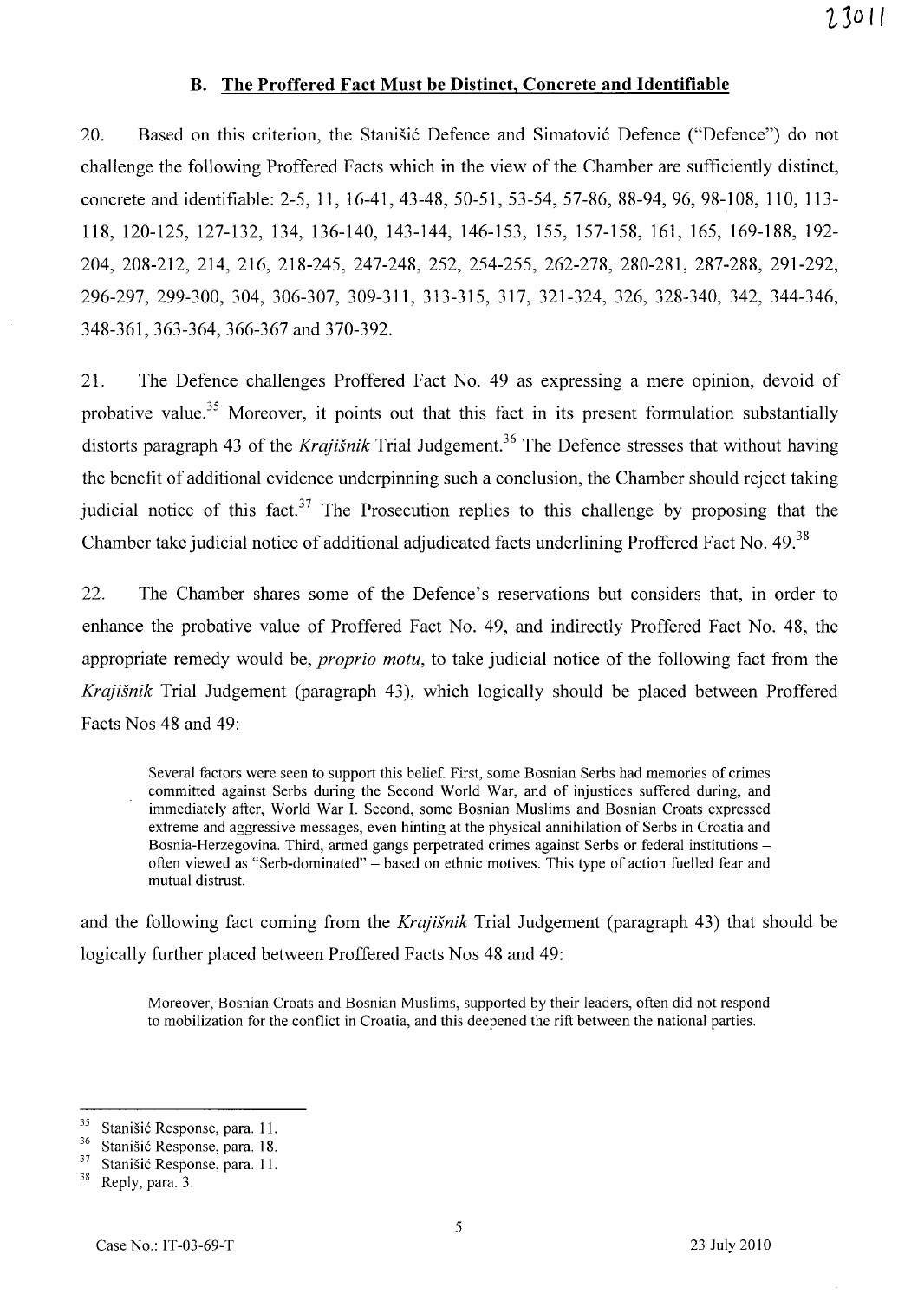### B. The Proffered Fact Must be Distinct, Concrete and Identifiable

20. Based on this criterion, the Stanišić Defence and Simatović Defence ("Defence") do not challenge the following Proffered Facts which in the view of the Chamber are sufficiently distinct, concrete and identifiable: 2-5, 11, 16-41, 43-48, 50-51, 53-54, 57-86, 88-94, 96, 98-108, 110, 113-118, 120-125, 127-132, 134, 136-140, 143-144, 146-153, 155, 157-158, 161, 165, 169-188, 192-204, 208-212, 214, 216, 218-245, 247-248, 252, 254-255, 262-278, 280-281, 287-288, 291-292, 296-297, 299-300, 304, 306-307, 309-311, 313-315, 317, 321-324, 326, 328-340, 342, 344-346, 348-361, 363-364, 366-367 and 370-392.

21. The Defence challenges Proffered Fact No. 49 as expressing a mere opinion, devoid of probative value.[35] Moreover, it points out that this fact in its present formulation substantially distorts paragraph 43 of the *Krajišnik* Trial Judgement.[36] The Defence stresses that without having the benefit of additional evidence underpinning such a conclusion, the Chamber should reject taking judicial notice of this fact.[37] The Prosecution replies to this challenge by proposing that the Chamber take judicial notice of additional adjudicated facts underlining Proffered Fact No. 49.[38]

22. The Chamber shares some of the Defence's reservations but considers that, in order to enhance the probative value of Proffered Fact No. 49, and indirectly Proffered Fact No. 48, the appropriate remedy would be, *proprio motu*, to take judicial notice of the following fact from the *Krajišnik* Trial Judgement (paragraph 43), which logically should be placed between Proffered Facts Nos 48 and 49:

> Several factors were seen to support this belief. First, some Bosnian Serbs had memories of crimes committed against Serbs during the Second World War, and of injustices suffered during, and immediately after, World War I. Second, some Bosnian Muslims and Bosnian Croats expressed extreme and aggressive messages, even hinting at the physical annihilation of Serbs in Croatia and Bosnia-Herzegovina. Third, armed gangs perpetrated crimes against Serbs or federal institutions – often viewed as "Serb-dominated" – based on ethnic motives. This type of action fuelled fear and mutual distrust.

and the following fact coming from the *Krajišnik* Trial Judgement (paragraph 43) that should be logically further placed between Proffered Facts Nos 48 and 49:

> Moreover, Bosnian Croats and Bosnian Muslims, supported by their leaders, often did not respond to mobilization for the conflict in Croatia, and this deepened the rift between the national parties.

---

[35] Stanišić Response, para. 11.

[36] Stanišić Response, para. 18.

[37] Stanišić Response, para. 11.

[38] Reply, para. 3.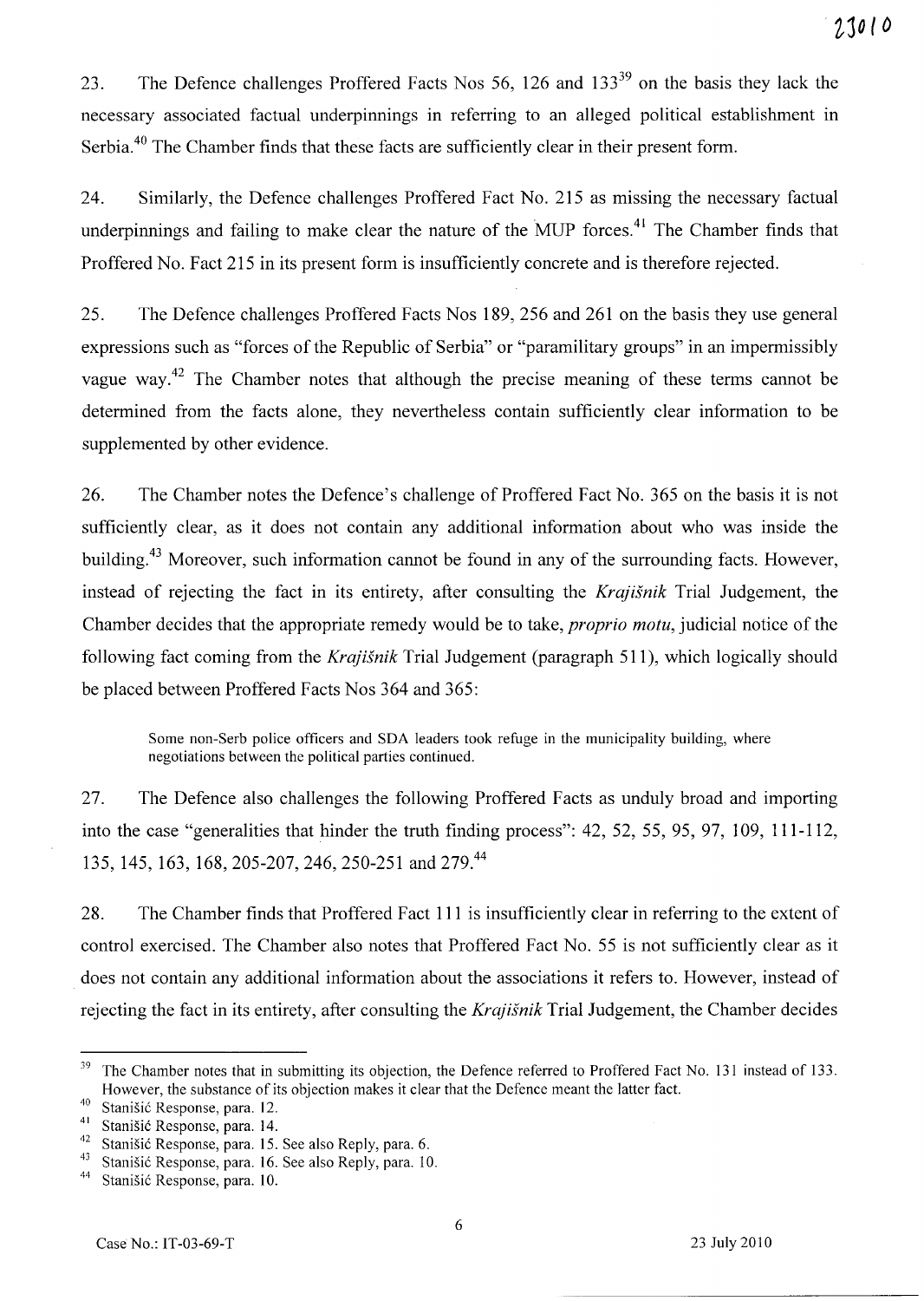23. The Defence challenges Proffered Facts Nos 56, 126 and 133[39] on the basis they lack the necessary associated factual underpinnings in referring to an alleged political establishment in Serbia.[40] The Chamber finds that these facts are sufficiently clear in their present form.

24. Similarly, the Defence challenges Proffered Fact No. 215 as missing the necessary factual underpinnings and failing to make clear the nature of the MUP forces.[41] The Chamber finds that Proffered No. Fact 215 in its present form is insufficiently concrete and is therefore rejected.

25. The Defence challenges Proffered Facts Nos 189, 256 and 261 on the basis they use general expressions such as "forces of the Republic of Serbia" or "paramilitary groups" in an impermissibly vague way.[42] The Chamber notes that although the precise meaning of these terms cannot be determined from the facts alone, they nevertheless contain sufficiently clear information to be supplemented by other evidence.

26. The Chamber notes the Defence's challenge of Proffered Fact No. 365 on the basis it is not sufficiently clear, as it does not contain any additional information about who was inside the building.[43] Moreover, such information cannot be found in any of the surrounding facts. However, instead of rejecting the fact in its entirety, after consulting the *Krajišnik* Trial Judgement, the Chamber decides that the appropriate remedy would be to take, *proprio motu*, judicial notice of the following fact coming from the *Krajišnik* Trial Judgement (paragraph 511), which logically should be placed between Proffered Facts Nos 364 and 365:

> Some non-Serb police officers and SDA leaders took refuge in the municipality building, where negotiations between the political parties continued.

27. The Defence also challenges the following Proffered Facts as unduly broad and importing into the case "generalities that hinder the truth finding process": 42, 52, 55, 95, 97, 109, 111-112, 135, 145, 163, 168, 205-207, 246, 250-251 and 279.[44]

28. The Chamber finds that Proffered Fact 111 is insufficiently clear in referring to the extent of control exercised. The Chamber also notes that Proffered Fact No. 55 is not sufficiently clear as it does not contain any additional information about the associations it refers to. However, instead of rejecting the fact in its entirety, after consulting the *Krajišnik* Trial Judgement, the Chamber decides

---

[39] The Chamber notes that in submitting its objection, the Defence referred to Proffered Fact No. 131 instead of 133. However, the substance of its objection makes it clear that the Defence meant the latter fact.

[40] Stanišić Response, para. 12.

[41] Stanišić Response, para. 14.

[42] Stanišić Response, para. 15. See also Reply, para. 6.

[43] Stanišić Response, para. 16. See also Reply, para. 10.

[44] Stanišić Response, para. 10.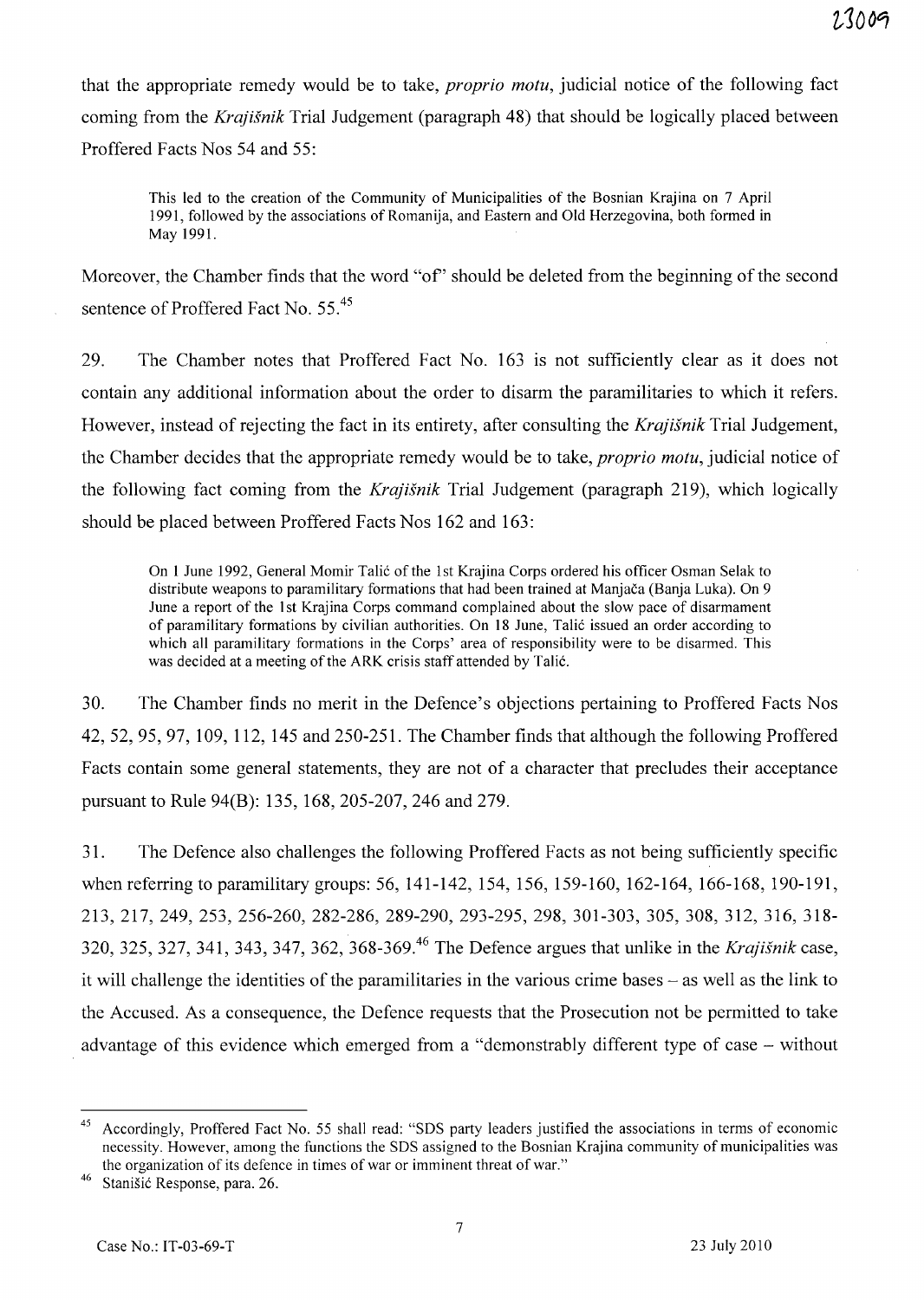that the appropriate remedy would be to take, *proprio motu*, judicial notice of the following fact coming from the *Krajišnik* Trial Judgement (paragraph 48) that should be logically placed between Proffered Facts Nos 54 and 55:

> This led to the creation of the Community of Municipalities of the Bosnian Krajina on 7 April 1991, followed by the associations of Romanija, and Eastern and Old Herzegovina, both formed in May 1991.

Moreover, the Chamber finds that the word "of" should be deleted from the beginning of the second sentence of Proffered Fact No. 55.[45]

29. The Chamber notes that Proffered Fact No. 163 is not sufficiently clear as it does not contain any additional information about the order to disarm the paramilitaries to which it refers. However, instead of rejecting the fact in its entirety, after consulting the *Krajišnik* Trial Judgement, the Chamber decides that the appropriate remedy would be to take, *proprio motu*, judicial notice of the following fact coming from the *Krajišnik* Trial Judgement (paragraph 219), which logically should be placed between Proffered Facts Nos 162 and 163:

> On 1 June 1992, General Momir Talić of the 1st Krajina Corps ordered his officer Osman Selak to distribute weapons to paramilitary formations that had been trained at Manjača (Banja Luka). On 9 June a report of the 1st Krajina Corps command complained about the slow pace of disarmament of paramilitary formations by civilian authorities. On 18 June, Talić issued an order according to which all paramilitary formations in the Corps' area of responsibility were to be disarmed. This was decided at a meeting of the ARK crisis staff attended by Talić.

30. The Chamber finds no merit in the Defence's objections pertaining to Proffered Facts Nos 42, 52, 95, 97, 109, 112, 145 and 250-251. The Chamber finds that although the following Proffered Facts contain some general statements, they are not of a character that precludes their acceptance pursuant to Rule 94(B): 135, 168, 205-207, 246 and 279.

31. The Defence also challenges the following Proffered Facts as not being sufficiently specific when referring to paramilitary groups: 56, 141-142, 154, 156, 159-160, 162-164, 166-168, 190-191, 213, 217, 249, 253, 256-260, 282-286, 289-290, 293-295, 298, 301-303, 305, 308, 312, 316, 318-320, 325, 327, 341, 343, 347, 362, 368-369.[46] The Defence argues that unlike in the *Krajišnik* case, it will challenge the identities of the paramilitaries in the various crime bases – as well as the link to the Accused. As a consequence, the Defence requests that the Prosecution not be permitted to take advantage of this evidence which emerged from a "demonstrably different type of case – without

---

[45] Accordingly, Proffered Fact No. 55 shall read: "SDS party leaders justified the associations in terms of economic necessity. However, among the functions the SDS assigned to the Bosnian Krajina community of municipalities was the organization of its defence in times of war or imminent threat of war."

[46] Stanišić Response, para. 26.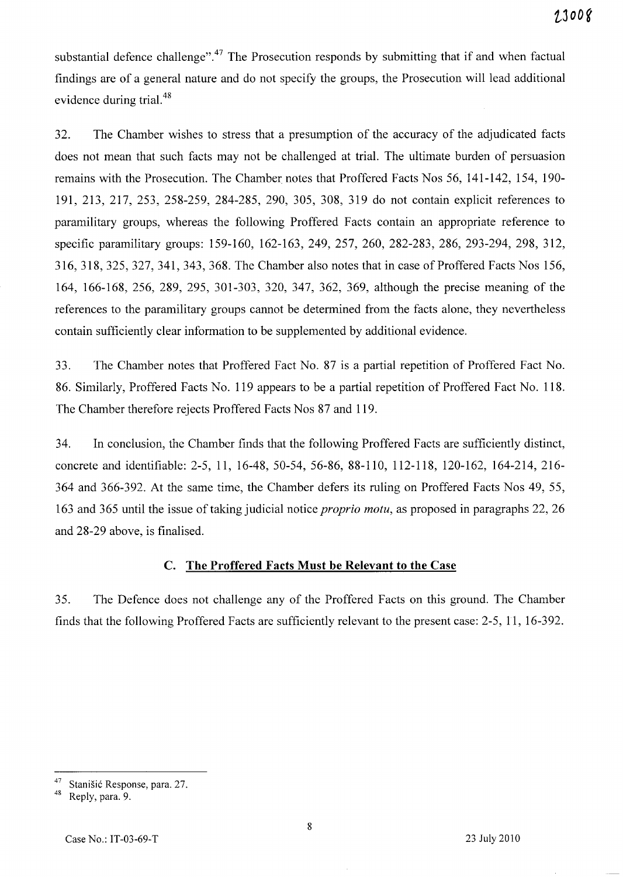substantial defence challenge".[47] The Prosecution responds by submitting that if and when factual findings are of a general nature and do not specify the groups, the Prosecution will lead additional evidence during trial.[48]

32. The Chamber wishes to stress that a presumption of the accuracy of the adjudicated facts does not mean that such facts may not be challenged at trial. The ultimate burden of persuasion remains with the Prosecution. The Chamber notes that Proffered Facts Nos 56, 141-142, 154, 190-191, 213, 217, 253, 258-259, 284-285, 290, 305, 308, 319 do not contain explicit references to paramilitary groups, whereas the following Proffered Facts contain an appropriate reference to specific paramilitary groups: 159-160, 162-163, 249, 257, 260, 282-283, 286, 293-294, 298, 312, 316, 318, 325, 327, 341, 343, 368. The Chamber also notes that in case of Proffered Facts Nos 156, 164, 166-168, 256, 289, 295, 301-303, 320, 347, 362, 369, although the precise meaning of the references to the paramilitary groups cannot be determined from the facts alone, they nevertheless contain sufficiently clear information to be supplemented by additional evidence.

33. The Chamber notes that Proffered Fact No. 87 is a partial repetition of Proffered Fact No. 86. Similarly, Proffered Facts No. 119 appears to be a partial repetition of Proffered Fact No. 118. The Chamber therefore rejects Proffered Facts Nos 87 and 119.

34. In conclusion, the Chamber finds that the following Proffered Facts are sufficiently distinct, concrete and identifiable: 2-5, 11, 16-48, 50-54, 56-86, 88-110, 112-118, 120-162, 164-214, 216-364 and 366-392. At the same time, the Chamber defers its ruling on Proffered Facts Nos 49, 55, 163 and 365 until the issue of taking judicial notice *proprio motu*, as proposed in paragraphs 22, 26 and 28-29 above, is finalised.

### C. The Proffered Facts Must be Relevant to the Case

35. The Defence does not challenge any of the Proffered Facts on this ground. The Chamber finds that the following Proffered Facts are sufficiently relevant to the present case: 2-5, 11, 16-392.

---

[47] Stanišić Response, para. 27.

[48] Reply, para. 9.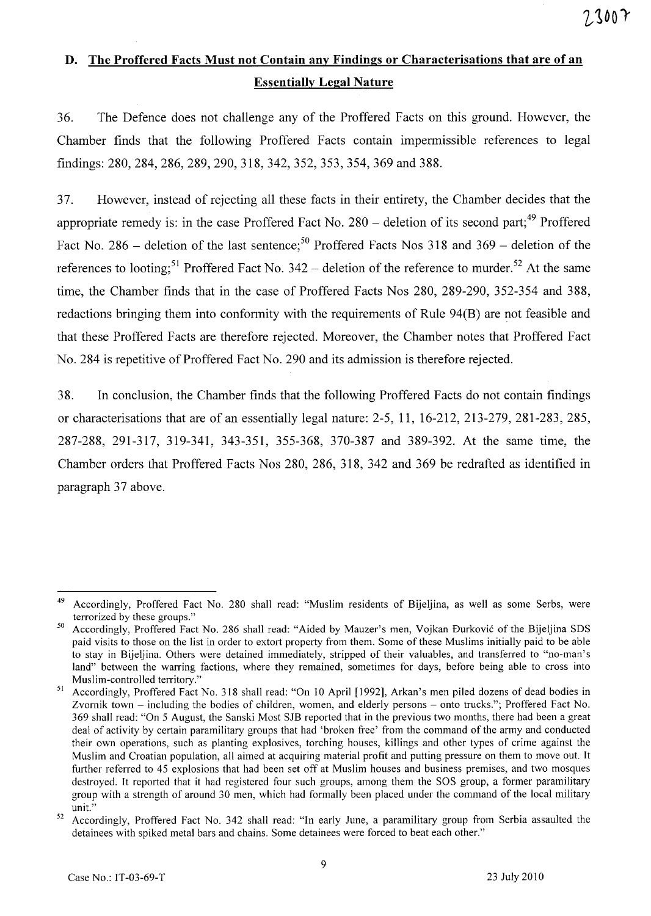## D. The Proffered Facts Must not Contain any Findings or Characterisations that are of an Essentially Legal Nature

36. The Defence does not challenge any of the Proffered Facts on this ground. However, the Chamber finds that the following Proffered Facts contain impermissible references to legal findings: 280, 284, 286, 289, 290, 318, 342, 352, 353, 354, 369 and 388.

37. However, instead of rejecting all these facts in their entirety, the Chamber decides that the appropriate remedy is: in the case Proffered Fact No. 280 – deletion of its second part;[49] Proffered Fact No. 286 – deletion of the last sentence;[50] Proffered Facts Nos 318 and 369 – deletion of the references to looting;[51] Proffered Fact No. 342 – deletion of the reference to murder.[52] At the same time, the Chamber finds that in the case of Proffered Facts Nos 280, 289-290, 352-354 and 388, redactions bringing them into conformity with the requirements of Rule 94(B) are not feasible and that these Proffered Facts are therefore rejected. Moreover, the Chamber notes that Proffered Fact No. 284 is repetitive of Proffered Fact No. 290 and its admission is therefore rejected.

38. In conclusion, the Chamber finds that the following Proffered Facts do not contain findings or characterisations that are of an essentially legal nature: 2-5, 11, 16-212, 213-279, 281-283, 285, 287-288, 291-317, 319-341, 343-351, 355-368, 370-387 and 389-392. At the same time, the Chamber orders that Proffered Facts Nos 280, 286, 318, 342 and 369 be redrafted as identified in paragraph 37 above.

---

[49] Accordingly, Proffered Fact No. 280 shall read: "Muslim residents of Bijeljina, as well as some Serbs, were terrorized by these groups."

[50] Accordingly, Proffered Fact No. 286 shall read: "Aided by Mauzer's men, Vojkan Đurković of the Bijeljina SDS paid visits to those on the list in order to extort property from them. Some of these Muslims initially paid to be able to stay in Bijeljina. Others were detained immediately, stripped of their valuables, and transferred to "no-man's land" between the warring factions, where they remained, sometimes for days, before being able to cross into Muslim-controlled territory."

[51] Accordingly, Proffered Fact No. 318 shall read: "On 10 April [1992], Arkan's men piled dozens of dead bodies in Zvornik town – including the bodies of children, women, and elderly persons – onto trucks."; Proffered Fact No. 369 shall read: "On 5 August, the Sanski Most SJB reported that in the previous two months, there had been a great deal of activity by certain paramilitary groups that had 'broken free' from the command of the army and conducted their own operations, such as planting explosives, torching houses, killings and other types of crime against the Muslim and Croatian population, all aimed at acquiring material profit and putting pressure on them to move out. It further referred to 45 explosions that had been set off at Muslim houses and business premises, and two mosques destroyed. It reported that it had registered four such groups, among them the SOS group, a former paramilitary group with a strength of around 30 men, which had formally been placed under the command of the local military unit."

[52] Accordingly, Proffered Fact No. 342 shall read: "In early June, a paramilitary group from Serbia assaulted the detainees with spiked metal bars and chains. Some detainees were forced to beat each other."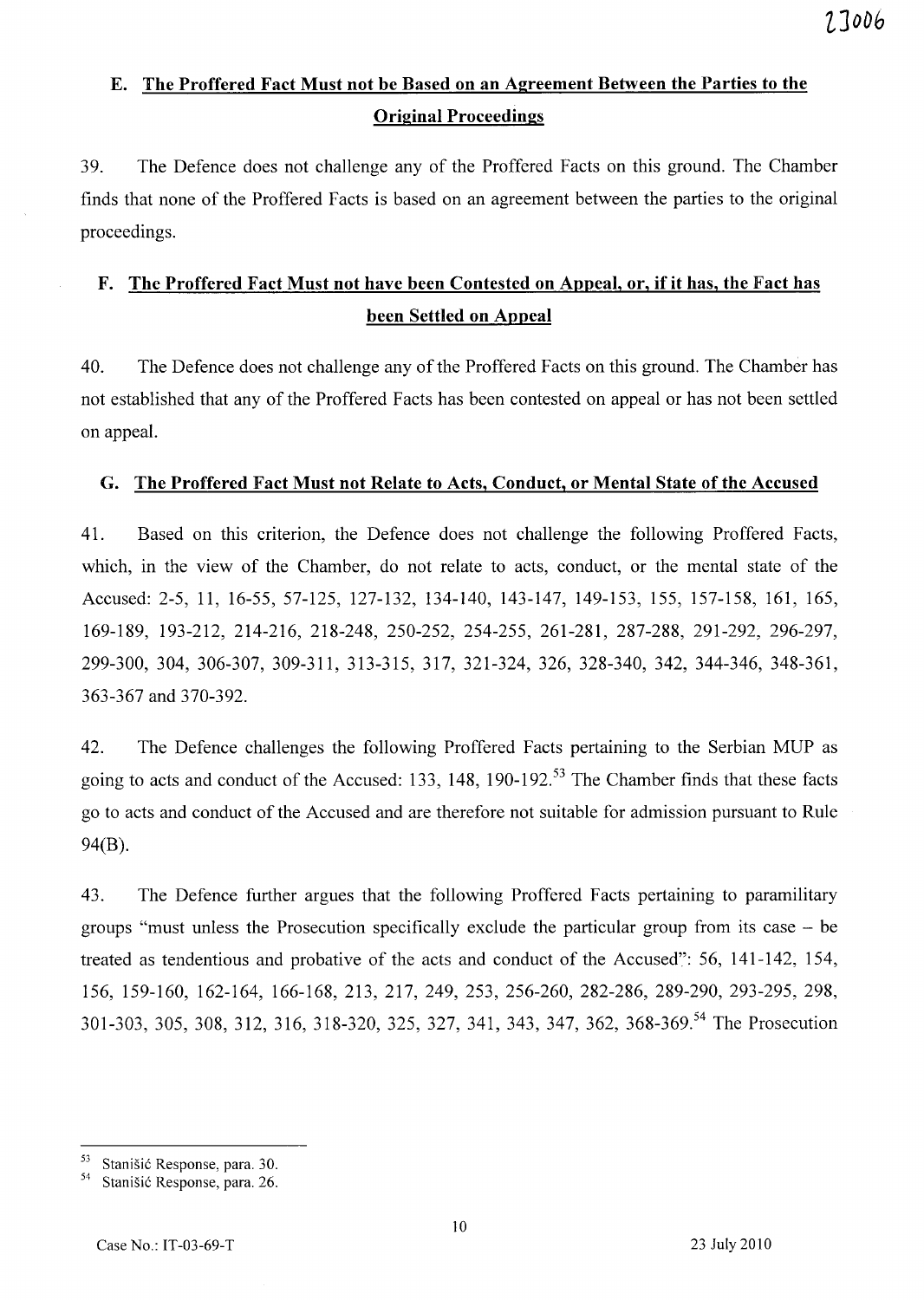## E. The Proffered Fact Must not be Based on an Agreement Between the Parties to the Original Proceedings

39. The Defence does not challenge any of the Proffered Facts on this ground. The Chamber finds that none of the Proffered Facts is based on an agreement between the parties to the original proceedings.

## F. The Proffered Fact Must not have been Contested on Appeal, or, if it has, the Fact has been Settled on Appeal

40. The Defence does not challenge any of the Proffered Facts on this ground. The Chamber has not established that any of the Proffered Facts has been contested on appeal or has not been settled on appeal.

## G. The Proffered Fact Must not Relate to Acts, Conduct, or Mental State of the Accused

41. Based on this criterion, the Defence does not challenge the following Proffered Facts, which, in the view of the Chamber, do not relate to acts, conduct, or the mental state of the Accused: 2-5, 11, 16-55, 57-125, 127-132, 134-140, 143-147, 149-153, 155, 157-158, 161, 165, 169-189, 193-212, 214-216, 218-248, 250-252, 254-255, 261-281, 287-288, 291-292, 296-297, 299-300, 304, 306-307, 309-311, 313-315, 317, 321-324, 326, 328-340, 342, 344-346, 348-361, 363-367 and 370-392.

42. The Defence challenges the following Proffered Facts pertaining to the Serbian MUP as going to acts and conduct of the Accused: 133, 148, 190-192.[53] The Chamber finds that these facts go to acts and conduct of the Accused and are therefore not suitable for admission pursuant to Rule 94(B).

43. The Defence further argues that the following Proffered Facts pertaining to paramilitary groups "must unless the Prosecution specifically exclude the particular group from its case – be treated as tendentious and probative of the acts and conduct of the Accused": 56, 141-142, 154, 156, 159-160, 162-164, 166-168, 213, 217, 249, 253, 256-260, 282-286, 289-290, 293-295, 298, 301-303, 305, 308, 312, 316, 318-320, 325, 327, 341, 343, 347, 362, 368-369.[54] The Prosecution

---

[53] Stanišić Response, para. 30.

[54] Stanišić Response, para. 26.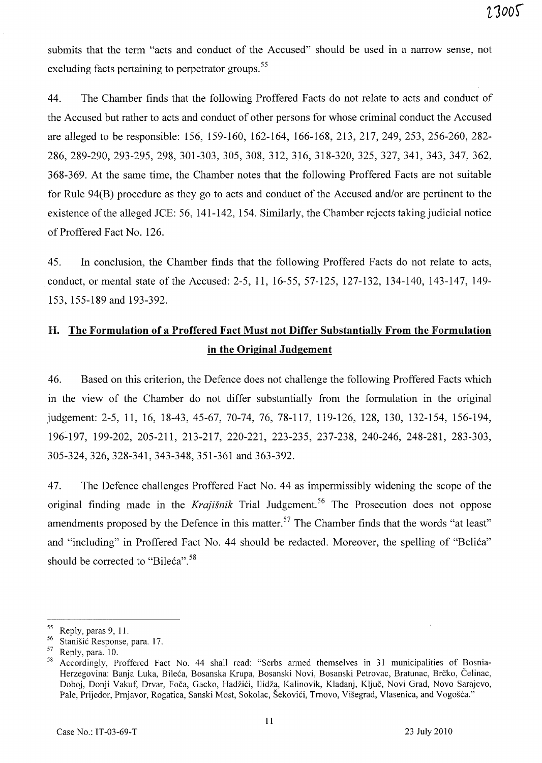submits that the term "acts and conduct of the Accused" should be used in a narrow sense, not excluding facts pertaining to perpetrator groups.[55]

44. The Chamber finds that the following Proffered Facts do not relate to acts and conduct of the Accused but rather to acts and conduct of other persons for whose criminal conduct the Accused are alleged to be responsible: 156, 159-160, 162-164, 166-168, 213, 217, 249, 253, 256-260, 282-286, 289-290, 293-295, 298, 301-303, 305, 308, 312, 316, 318-320, 325, 327, 341, 343, 347, 362, 368-369. At the same time, the Chamber notes that the following Proffered Facts are not suitable for Rule 94(B) procedure as they go to acts and conduct of the Accused and/or are pertinent to the existence of the alleged JCE: 56, 141-142, 154. Similarly, the Chamber rejects taking judicial notice of Proffered Fact No. 126.

45. In conclusion, the Chamber finds that the following Proffered Facts do not relate to acts, conduct, or mental state of the Accused: 2-5, 11, 16-55, 57-125, 127-132, 134-140, 143-147, 149-153, 155-189 and 193-392.

## H. The Formulation of a Proffered Fact Must not Differ Substantially From the Formulation in the Original Judgement

46. Based on this criterion, the Defence does not challenge the following Proffered Facts which in the view of the Chamber do not differ substantially from the formulation in the original judgement: 2-5, 11, 16, 18-43, 45-67, 70-74, 76, 78-117, 119-126, 128, 130, 132-154, 156-194, 196-197, 199-202, 205-211, 213-217, 220-221, 223-235, 237-238, 240-246, 248-281, 283-303, 305-324, 326, 328-341, 343-348, 351-361 and 363-392.

47. The Defence challenges Proffered Fact No. 44 as impermissibly widening the scope of the original finding made in the *Krajišnik* Trial Judgement.[56] The Prosecution does not oppose amendments proposed by the Defence in this matter.[57] The Chamber finds that the words "at least" and "including" in Proffered Fact No. 44 should be redacted. Moreover, the spelling of "Belića" should be corrected to "Bileća".[58]

---

[55] Reply, paras 9, 11.

[56] Stanišić Response, para. 17.

[57] Reply, para. 10.

[58] Accordingly, Proffered Fact No. 44 shall read: "Serbs armed themselves in 31 municipalities of Bosnia-Herzegovina: Banja Luka, Bileća, Bosanska Krupa, Bosanski Novi, Bosanski Petrovac, Bratunac, Brčko, Čelinac, Doboj, Donji Vakuf, Drvar, Foča, Gacko, Hadžići, Ilidža, Kalinovik, Kladanj, Ključ, Novi Grad, Novo Sarajevo, Pale, Prijedor, Prnjavor, Rogatica, Sanski Most, Sokolac, Šekovići, Trnovo, Višegrad, Vlasenica, and Vogošća."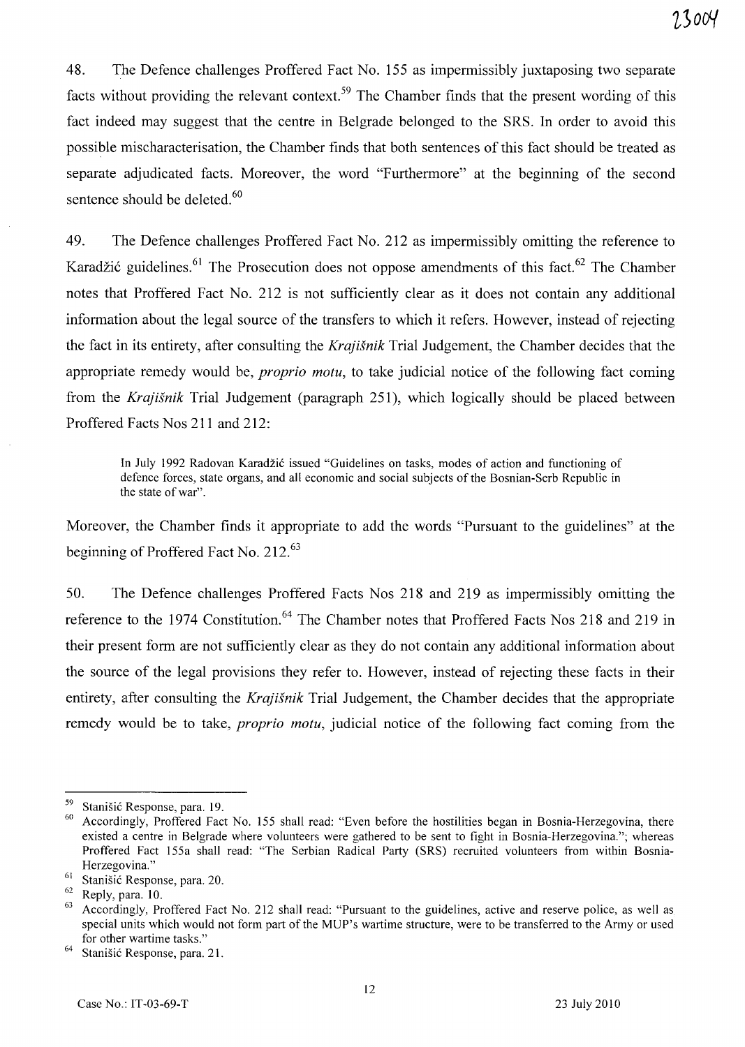48. The Defence challenges Proffered Fact No. 155 as impermissibly juxtaposing two separate facts without providing the relevant context.[59] The Chamber finds that the present wording of this fact indeed may suggest that the centre in Belgrade belonged to the SRS. In order to avoid this possible mischaracterisation, the Chamber finds that both sentences of this fact should be treated as separate adjudicated facts. Moreover, the word "Furthermore" at the beginning of the second sentence should be deleted.[60]

49. The Defence challenges Proffered Fact No. 212 as impermissibly omitting the reference to Karadžić guidelines.[61] The Prosecution does not oppose amendments of this fact.[62] The Chamber notes that Proffered Fact No. 212 is not sufficiently clear as it does not contain any additional information about the legal source of the transfers to which it refers. However, instead of rejecting the fact in its entirety, after consulting the *Krajišnik* Trial Judgement, the Chamber decides that the appropriate remedy would be, *proprio motu*, to take judicial notice of the following fact coming from the *Krajišnik* Trial Judgement (paragraph 251), which logically should be placed between Proffered Facts Nos 211 and 212:

> In July 1992 Radovan Karadžić issued "Guidelines on tasks, modes of action and functioning of defence forces, state organs, and all economic and social subjects of the Bosnian-Serb Republic in the state of war".

Moreover, the Chamber finds it appropriate to add the words "Pursuant to the guidelines" at the beginning of Proffered Fact No. 212.[63]

50. The Defence challenges Proffered Facts Nos 218 and 219 as impermissibly omitting the reference to the 1974 Constitution.[64] The Chamber notes that Proffered Facts Nos 218 and 219 in their present form are not sufficiently clear as they do not contain any additional information about the source of the legal provisions they refer to. However, instead of rejecting these facts in their entirety, after consulting the *Krajišnik* Trial Judgement, the Chamber decides that the appropriate remedy would be to take, *proprio motu*, judicial notice of the following fact coming from the

---

[59] Stanišić Response, para. 19.

[60] Accordingly, Proffered Fact No. 155 shall read: "Even before the hostilities began in Bosnia-Herzegovina, there existed a centre in Belgrade where volunteers were gathered to be sent to fight in Bosnia-Herzegovina."; whereas Proffered Fact 155a shall read: "The Serbian Radical Party (SRS) recruited volunteers from within Bosnia-Herzegovina."

[61] Stanišić Response, para. 20.

[62] Reply, para. 10.

[63] Accordingly, Proffered Fact No. 212 shall read: "Pursuant to the guidelines, active and reserve police, as well as special units which would not form part of the MUP's wartime structure, were to be transferred to the Army or used for other wartime tasks."

[64] Stanišić Response, para. 21.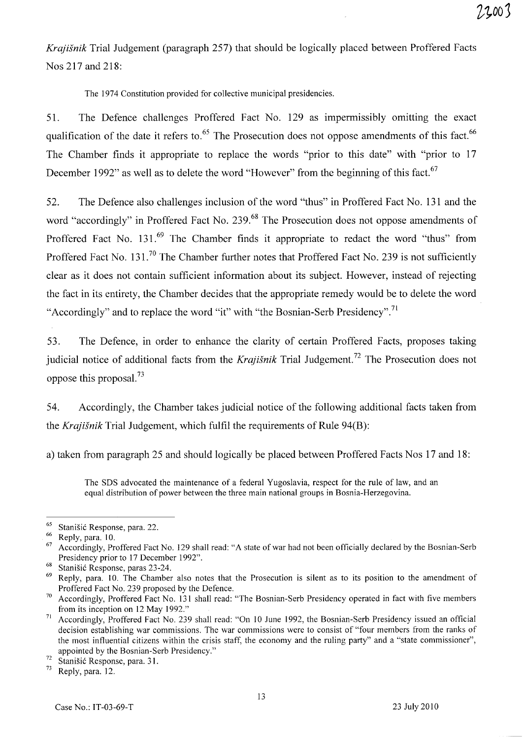*Krajišnik* Trial Judgement (paragraph 257) that should be logically placed between Proffered Facts Nos 217 and 218:

> The 1974 Constitution provided for collective municipal presidencies.

51. The Defence challenges Proffered Fact No. 129 as impermissibly omitting the exact qualification of the date it refers to.[65] The Prosecution does not oppose amendments of this fact.[66] The Chamber finds it appropriate to replace the words "prior to this date" with "prior to 17 December 1992" as well as to delete the word "However" from the beginning of this fact.[67]

52. The Defence also challenges inclusion of the word "thus" in Proffered Fact No. 131 and the word "accordingly" in Proffered Fact No. 239.[68] The Prosecution does not oppose amendments of Proffered Fact No. 131.[69] The Chamber finds it appropriate to redact the word "thus" from Proffered Fact No. 131.[70] The Chamber further notes that Proffered Fact No. 239 is not sufficiently clear as it does not contain sufficient information about its subject. However, instead of rejecting the fact in its entirety, the Chamber decides that the appropriate remedy would be to delete the word "Accordingly" and to replace the word "it" with "the Bosnian-Serb Presidency".[71]

53. The Defence, in order to enhance the clarity of certain Proffered Facts, proposes taking judicial notice of additional facts from the *Krajišnik* Trial Judgement.[72] The Prosecution does not oppose this proposal.[73]

54. Accordingly, the Chamber takes judicial notice of the following additional facts taken from the *Krajišnik* Trial Judgement, which fulfil the requirements of Rule 94(B):

a) taken from paragraph 25 and should logically be placed between Proffered Facts Nos 17 and 18:

> The SDS advocated the maintenance of a federal Yugoslavia, respect for the rule of law, and an equal distribution of power between the three main national groups in Bosnia-Herzegovina.

---

[65] Stanišić Response, para. 22.

[66] Reply, para. 10.

[67] Accordingly, Proffered Fact No. 129 shall read: "A state of war had not been officially declared by the Bosnian-Serb Presidency prior to 17 December 1992".

[68] Stanišić Response, paras 23-24.

[69] Reply, para. 10. The Chamber also notes that the Prosecution is silent as to its position to the amendment of Proffered Fact No. 239 proposed by the Defence.

[70] Accordingly, Proffered Fact No. 131 shall read: "The Bosnian-Serb Presidency operated in fact with five members from its inception on 12 May 1992."

[71] Accordingly, Proffered Fact No. 239 shall read: "On 10 June 1992, the Bosnian-Serb Presidency issued an official decision establishing war commissions. The war commissions were to consist of "four members from the ranks of the most influential citizens within the crisis staff, the economy and the ruling party" and a "state commissioner", appointed by the Bosnian-Serb Presidency."

[72] Stanišić Response, para. 31.

[73] Reply, para. 12.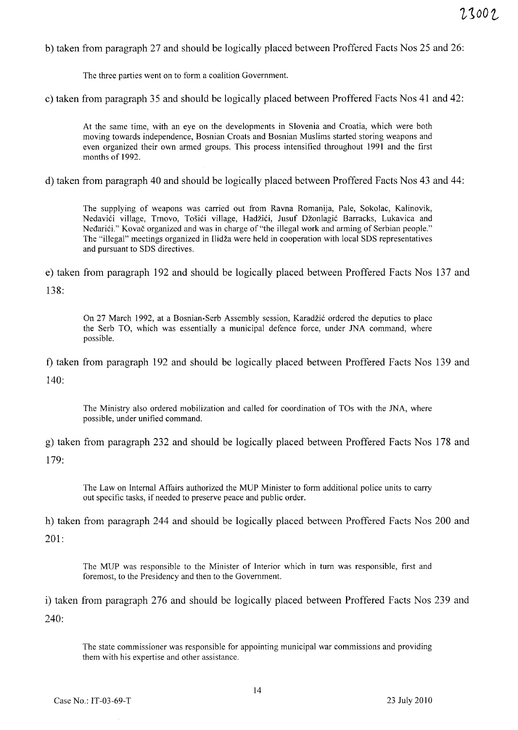b) taken from paragraph 27 and should be logically placed between Proffered Facts Nos 25 and 26:

> The three parties went on to form a coalition Government.

c) taken from paragraph 35 and should be logically placed between Proffered Facts Nos 41 and 42:

> At the same time, with an eye on the developments in Slovenia and Croatia, which were both moving towards independence, Bosnian Croats and Bosnian Muslims started storing weapons and even organized their own armed groups. This process intensified throughout 1991 and the first months of 1992.

d) taken from paragraph 40 and should be logically placed between Proffered Facts Nos 43 and 44:

> The supplying of weapons was carried out from Ravna Romanija, Pale, Sokolac, Kalinovik, Nedavići village, Trnovo, Tošići village, Hadžići, Jusuf Džonlagić Barracks, Lukavica and Neđarići." Kovač organized and was in charge of "the illegal work and arming of Serbian people." The "illegal" meetings organized in Ilidža were held in cooperation with local SDS representatives and pursuant to SDS directives.

e) taken from paragraph 192 and should be logically placed between Proffered Facts Nos 137 and 138:

> On 27 March 1992, at a Bosnian-Serb Assembly session, Karadžić ordered the deputies to place the Serb TO, which was essentially a municipal defence force, under JNA command, where possible.

f) taken from paragraph 192 and should be logically placed between Proffered Facts Nos 139 and 140:

> The Ministry also ordered mobilization and called for coordination of TOs with the JNA, where possible, under unified command.

g) taken from paragraph 232 and should be logically placed between Proffered Facts Nos 178 and 179:

> The Law on Internal Affairs authorized the MUP Minister to form additional police units to carry out specific tasks, if needed to preserve peace and public order.

h) taken from paragraph 244 and should be logically placed between Proffered Facts Nos 200 and 201:

> The MUP was responsible to the Minister of Interior which in turn was responsible, first and foremost, to the Presidency and then to the Government.

i) taken from paragraph 276 and should be logically placed between Proffered Facts Nos 239 and 240:

> The state commissioner was responsible for appointing municipal war commissions and providing them with his expertise and other assistance.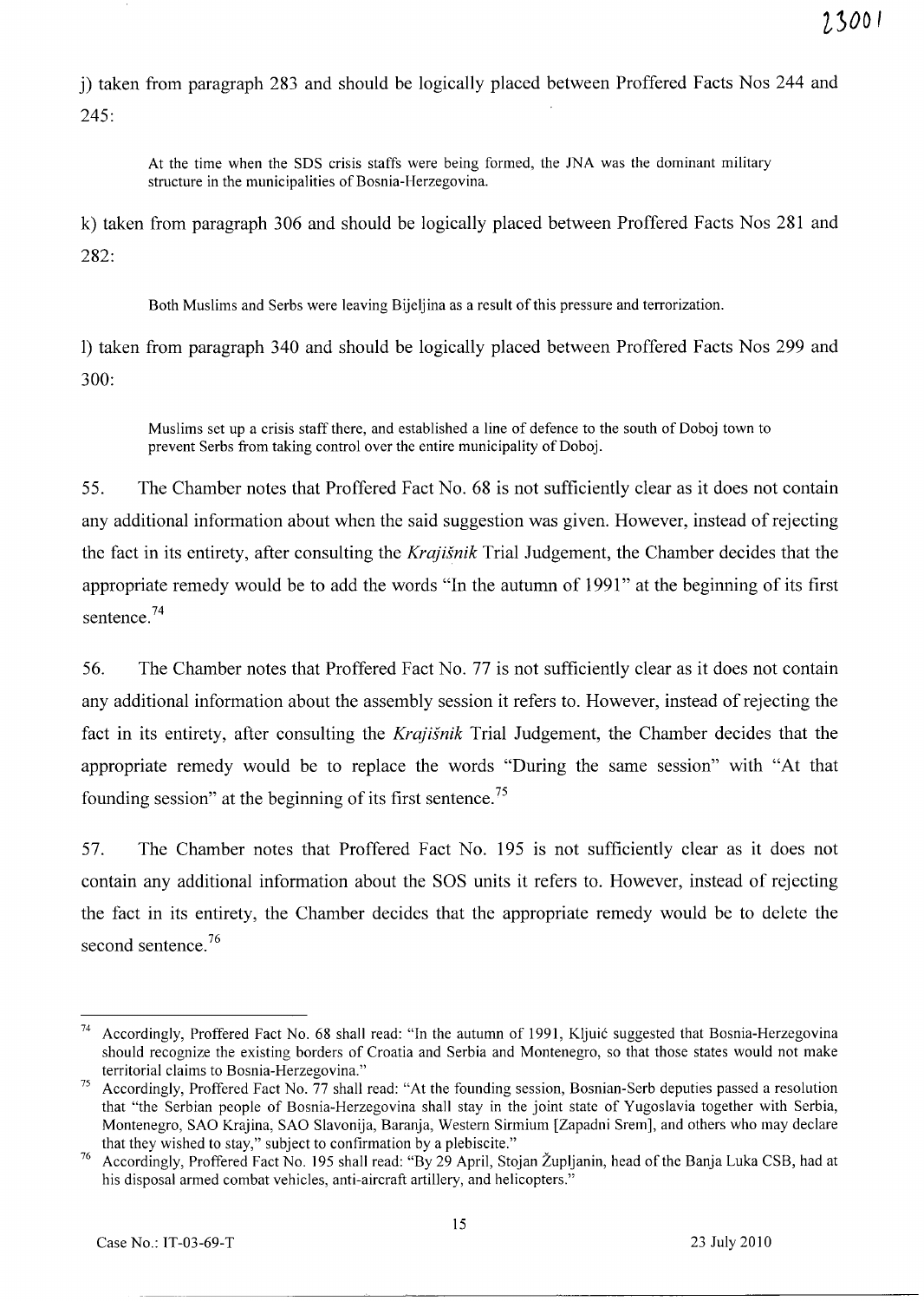j) taken from paragraph 283 and should be logically placed between Proffered Facts Nos 244 and 245:

> At the time when the SDS crisis staffs were being formed, the JNA was the dominant military structure in the municipalities of Bosnia-Herzegovina.

k) taken from paragraph 306 and should be logically placed between Proffered Facts Nos 281 and 282:

> Both Muslims and Serbs were leaving Bijeljina as a result of this pressure and terrorization.

l) taken from paragraph 340 and should be logically placed between Proffered Facts Nos 299 and 300:

> Muslims set up a crisis staff there, and established a line of defence to the south of Doboj town to prevent Serbs from taking control over the entire municipality of Doboj.

55. The Chamber notes that Proffered Fact No. 68 is not sufficiently clear as it does not contain any additional information about when the said suggestion was given. However, instead of rejecting the fact in its entirety, after consulting the *Krajišnik* Trial Judgement, the Chamber decides that the appropriate remedy would be to add the words "In the autumn of 1991" at the beginning of its first sentence.[74]

56. The Chamber notes that Proffered Fact No. 77 is not sufficiently clear as it does not contain any additional information about the assembly session it refers to. However, instead of rejecting the fact in its entirety, after consulting the *Krajišnik* Trial Judgement, the Chamber decides that the appropriate remedy would be to replace the words "During the same session" with "At that founding session" at the beginning of its first sentence.[75]

57. The Chamber notes that Proffered Fact No. 195 is not sufficiently clear as it does not contain any additional information about the SOS units it refers to. However, instead of rejecting the fact in its entirety, the Chamber decides that the appropriate remedy would be to delete the second sentence.[76]

---

[74] Accordingly, Proffered Fact No. 68 shall read: "In the autumn of 1991, Kljuić suggested that Bosnia-Herzegovina should recognize the existing borders of Croatia and Serbia and Montenegro, so that those states would not make territorial claims to Bosnia-Herzegovina."

[75] Accordingly, Proffered Fact No. 77 shall read: "At the founding session, Bosnian-Serb deputies passed a resolution that "the Serbian people of Bosnia-Herzegovina shall stay in the joint state of Yugoslavia together with Serbia, Montenegro, SAO Krajina, SAO Slavonija, Baranja, Western Sirmium [Zapadni Srem], and others who may declare that they wished to stay," subject to confirmation by a plebiscite."

[76] Accordingly, Proffered Fact No. 195 shall read: "By 29 April, Stojan Župljanin, head of the Banja Luka CSB, had at his disposal armed combat vehicles, anti-aircraft artillery, and helicopters."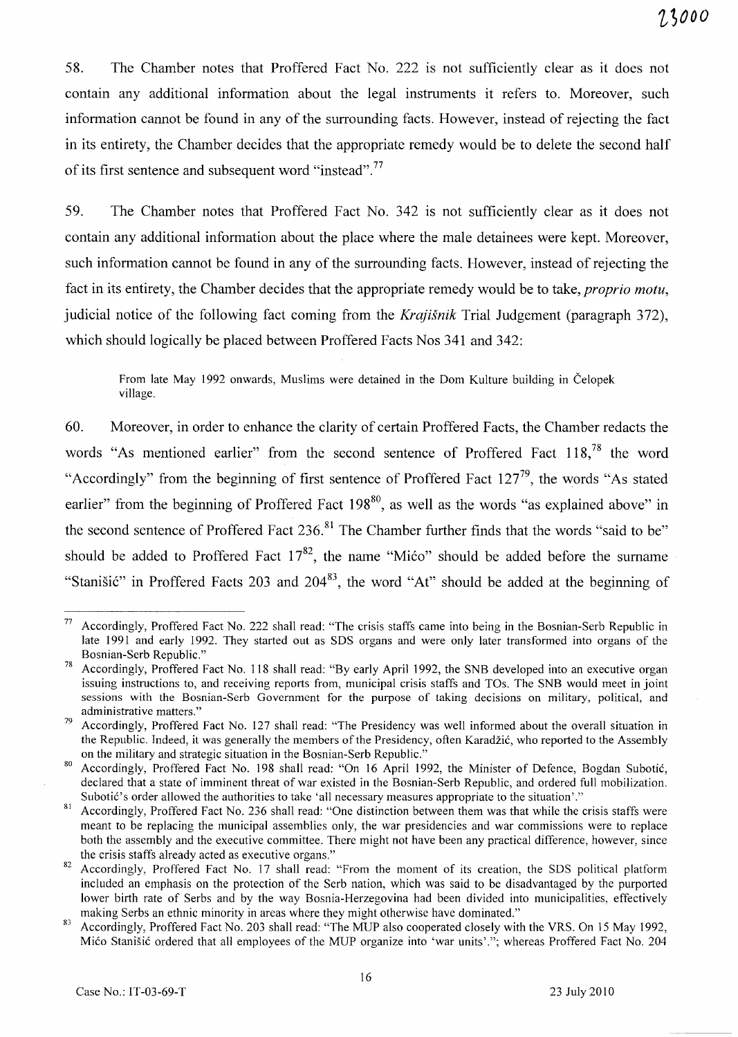58. The Chamber notes that Proffered Fact No. 222 is not sufficiently clear as it does not contain any additional information about the legal instruments it refers to. Moreover, such information cannot be found in any of the surrounding facts. However, instead of rejecting the fact in its entirety, the Chamber decides that the appropriate remedy would be to delete the second half of its first sentence and subsequent word "instead".[77]

59. The Chamber notes that Proffered Fact No. 342 is not sufficiently clear as it does not contain any additional information about the place where the male detainees were kept. Moreover, such information cannot be found in any of the surrounding facts. However, instead of rejecting the fact in its entirety, the Chamber decides that the appropriate remedy would be to take, *proprio motu*, judicial notice of the following fact coming from the *Krajišnik* Trial Judgement (paragraph 372), which should logically be placed between Proffered Facts Nos 341 and 342:

> From late May 1992 onwards, Muslims were detained in the Dom Kulture building in Čelopek village.

60. Moreover, in order to enhance the clarity of certain Proffered Facts, the Chamber redacts the words "As mentioned earlier" from the second sentence of Proffered Fact 118,[78] the word "Accordingly" from the beginning of first sentence of Proffered Fact 127[79], the words "As stated earlier" from the beginning of Proffered Fact 198[80], as well as the words "as explained above" in the second sentence of Proffered Fact 236.[81] The Chamber further finds that the words "said to be" should be added to Proffered Fact 17[82], the name "Mićo" should be added before the surname "Stanišić" in Proffered Facts 203 and 204[83], the word "At" should be added at the beginning of

---

[77] Accordingly, Proffered Fact No. 222 shall read: "The crisis staffs came into being in the Bosnian-Serb Republic in late 1991 and early 1992. They started out as SDS organs and were only later transformed into organs of the Bosnian-Serb Republic."

[78] Accordingly, Proffered Fact No. 118 shall read: "By early April 1992, the SNB developed into an executive organ issuing instructions to, and receiving reports from, municipal crisis staffs and TOs. The SNB would meet in joint sessions with the Bosnian-Serb Government for the purpose of taking decisions on military, political, and administrative matters."

[79] Accordingly, Proffered Fact No. 127 shall read: "The Presidency was well informed about the overall situation in the Republic. Indeed, it was generally the members of the Presidency, often Karadžić, who reported to the Assembly on the military and strategic situation in the Bosnian-Serb Republic."

[80] Accordingly, Proffered Fact No. 198 shall read: "On 16 April 1992, the Minister of Defence, Bogdan Subotić, declared that a state of imminent threat of war existed in the Bosnian-Serb Republic, and ordered full mobilization. Subotić's order allowed the authorities to take 'all necessary measures appropriate to the situation'."

[81] Accordingly, Proffered Fact No. 236 shall read: "One distinction between them was that while the crisis staffs were meant to be replacing the municipal assemblies only, the war presidencies and war commissions were to replace both the assembly and the executive committee. There might not have been any practical difference, however, since the crisis staffs already acted as executive organs."

[82] Accordingly, Proffered Fact No. 17 shall read: "From the moment of its creation, the SDS political platform included an emphasis on the protection of the Serb nation, which was said to be disadvantaged by the purported lower birth rate of Serbs and by the way Bosnia-Herzegovina had been divided into municipalities, effectively making Serbs an ethnic minority in areas where they might otherwise have dominated."

[83] Accordingly, Proffered Fact No. 203 shall read: "The MUP also cooperated closely with the VRS. On 15 May 1992, Mićo Stanišić ordered that all employees of the MUP organize into 'war units'."; whereas Proffered Fact No. 204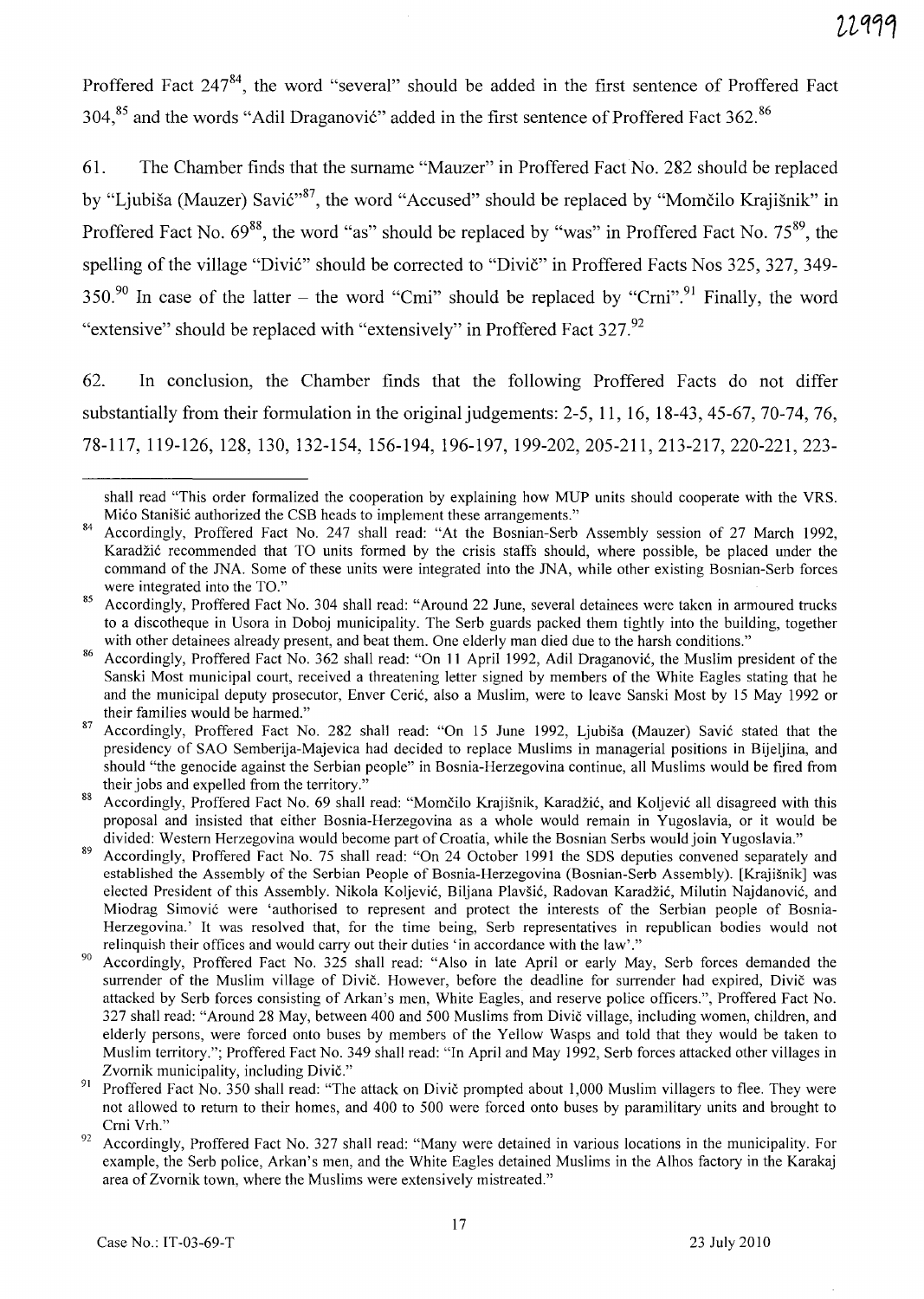Proffered Fact 247[84], the word "several" should be added in the first sentence of Proffered Fact 304,[85] and the words "Adil Draganović" added in the first sentence of Proffered Fact 362.[86]

61. The Chamber finds that the surname "Mauzer" in Proffered Fact No. 282 should be replaced by "Ljubiša (Mauzer) Savić"[87], the word "Accused" should be replaced by "Momčilo Krajišnik" in Proffered Fact No. 69[88], the word "as" should be replaced by "was" in Proffered Fact No. 75[89], the spelling of the village "Divić" should be corrected to "Divič" in Proffered Facts Nos 325, 327, 349-350.[90] In case of the latter – the word "Cmi" should be replaced by "Crni".[91] Finally, the word "extensive" should be replaced with "extensively" in Proffered Fact 327.[92]

62. In conclusion, the Chamber finds that the following Proffered Facts do not differ substantially from their formulation in the original judgements: 2-5, 11, 16, 18-43, 45-67, 70-74, 76, 78-117, 119-126, 128, 130, 132-154, 156-194, 196-197, 199-202, 205-211, 213-217, 220-221, 223-

---

shall read "This order formalized the cooperation by explaining how MUP units should cooperate with the VRS. Mićo Stanišić authorized the CSB heads to implement these arrangements."

[84] Accordingly, Proffered Fact No. 247 shall read: "At the Bosnian-Serb Assembly session of 27 March 1992, Karadžić recommended that TO units formed by the crisis staffs should, where possible, be placed under the command of the JNA. Some of these units were integrated into the JNA, while other existing Bosnian-Serb forces were integrated into the TO."

[85] Accordingly, Proffered Fact No. 304 shall read: "Around 22 June, several detainees were taken in armoured trucks to a discotheque in Usora in Doboj municipality. The Serb guards packed them tightly into the building, together with other detainees already present, and beat them. One elderly man died due to the harsh conditions."

[86] Accordingly, Proffered Fact No. 362 shall read: "On 11 April 1992, Adil Draganović, the Muslim president of the Sanski Most municipal court, received a threatening letter signed by members of the White Eagles stating that he and the municipal deputy prosecutor, Enver Cerić, also a Muslim, were to leave Sanski Most by 15 May 1992 or their families would be harmed."

[87] Accordingly, Proffered Fact No. 282 shall read: "On 15 June 1992, Ljubiša (Mauzer) Savić stated that the presidency of SAO Semberija-Majevica had decided to replace Muslims in managerial positions in Bijeljina, and should "the genocide against the Serbian people" in Bosnia-Herzegovina continue, all Muslims would be fired from their jobs and expelled from the territory."

[88] Accordingly, Proffered Fact No. 69 shall read: "Momčilo Krajišnik, Karadžić, and Koljević all disagreed with this proposal and insisted that either Bosnia-Herzegovina as a whole would remain in Yugoslavia, or it would be divided: Western Herzegovina would become part of Croatia, while the Bosnian Serbs would join Yugoslavia."

[89] Accordingly, Proffered Fact No. 75 shall read: "On 24 October 1991 the SDS deputies convened separately and established the Assembly of the Serbian People of Bosnia-Herzegovina (Bosnian-Serb Assembly). [Krajišnik] was elected President of this Assembly. Nikola Koljević, Biljana Plavšić, Radovan Karadžić, Milutin Najdanović, and Miodrag Simović were 'authorised to represent and protect the interests of the Serbian people of Bosnia-Herzegovina.' It was resolved that, for the time being, Serb representatives in republican bodies would not relinquish their offices and would carry out their duties 'in accordance with the law'."

[90] Accordingly, Proffered Fact No. 325 shall read: "Also in late April or early May, Serb forces demanded the surrender of the Muslim village of Divič. However, before the deadline for surrender had expired, Divič was attacked by Serb forces consisting of Arkan's men, White Eagles, and reserve police officers.", Proffered Fact No. 327 shall read: "Around 28 May, between 400 and 500 Muslims from Divič village, including women, children, and elderly persons, were forced onto buses by members of the Yellow Wasps and told that they would be taken to Muslim territory."; Proffered Fact No. 349 shall read: "In April and May 1992, Serb forces attacked other villages in Zvornik municipality, including Divič."

[91] Proffered Fact No. 350 shall read: "The attack on Divič prompted about 1,000 Muslim villagers to flee. They were not allowed to return to their homes, and 400 to 500 were forced onto buses by paramilitary units and brought to Crni Vrh."

[92] Accordingly, Proffered Fact No. 327 shall read: "Many were detained in various locations in the municipality. For example, the Serb police, Arkan's men, and the White Eagles detained Muslims in the Alhos factory in the Karakaj area of Zvornik town, where the Muslims were extensively mistreated."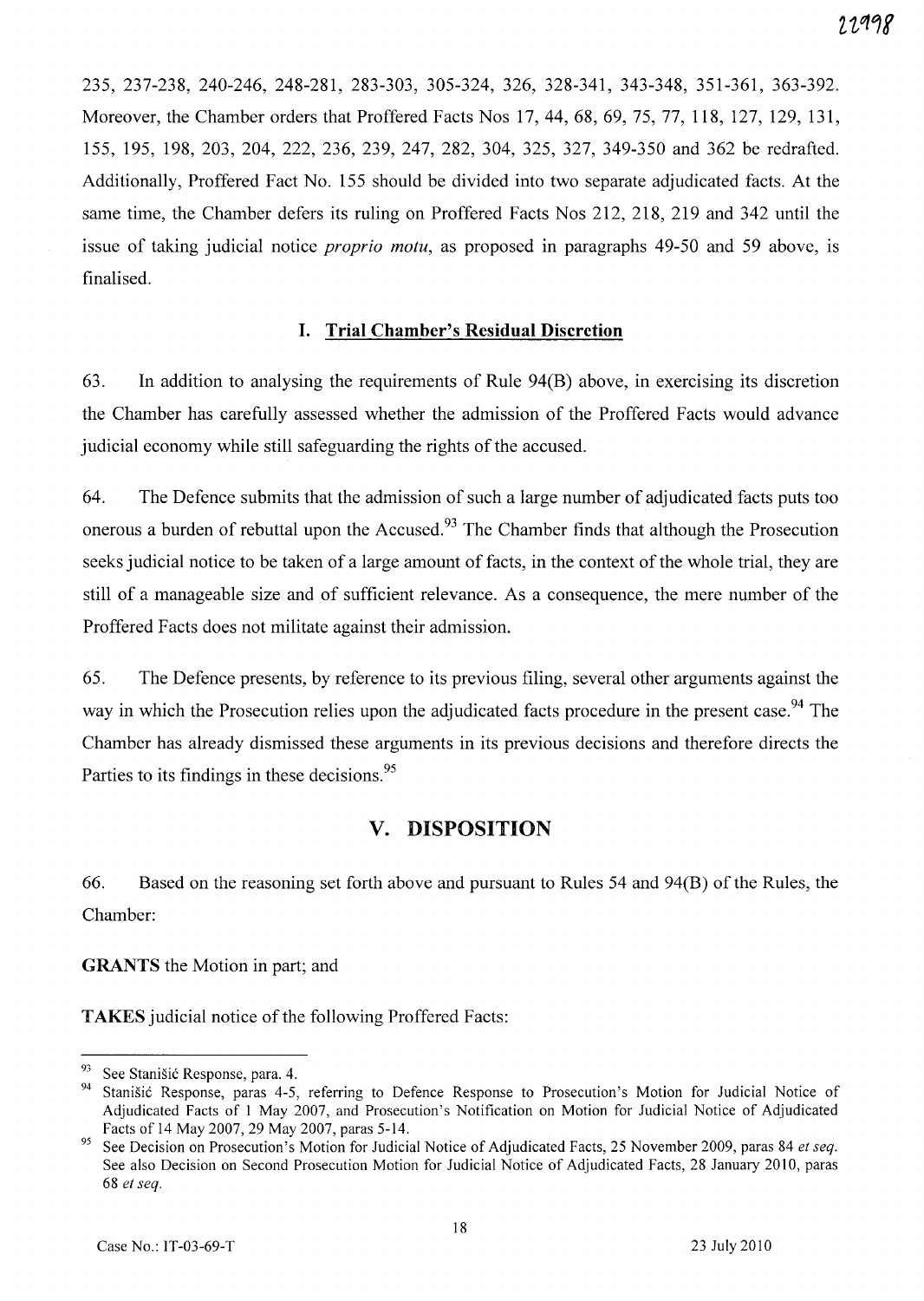235, 237-238, 240-246, 248-281, 283-303, 305-324, 326, 328-341, 343-348, 351-361, 363-392. Moreover, the Chamber orders that Proffered Facts Nos 17, 44, 68, 69, 75, 77, 118, 127, 129, 131, 155, 195, 198, 203, 204, 222, 236, 239, 247, 282, 304, 325, 327, 349-350 and 362 be redrafted. Additionally, Proffered Fact No. 155 should be divided into two separate adjudicated facts. At the same time, the Chamber defers its ruling on Proffered Facts Nos 212, 218, 219 and 342 until the issue of taking judicial notice *proprio motu*, as proposed in paragraphs 49-50 and 59 above, is finalised.

### I. Trial Chamber's Residual Discretion

63. In addition to analysing the requirements of Rule 94(B) above, in exercising its discretion the Chamber has carefully assessed whether the admission of the Proffered Facts would advance judicial economy while still safeguarding the rights of the accused.

64. The Defence submits that the admission of such a large number of adjudicated facts puts too onerous a burden of rebuttal upon the Accused.[93] The Chamber finds that although the Prosecution seeks judicial notice to be taken of a large amount of facts, in the context of the whole trial, they are still of a manageable size and of sufficient relevance. As a consequence, the mere number of the Proffered Facts does not militate against their admission.

65. The Defence presents, by reference to its previous filing, several other arguments against the way in which the Prosecution relies upon the adjudicated facts procedure in the present case.[94] The Chamber has already dismissed these arguments in its previous decisions and therefore directs the Parties to its findings in these decisions.[95]

## V. DISPOSITION

66. Based on the reasoning set forth above and pursuant to Rules 54 and 94(B) of the Rules, the Chamber:

**GRANTS** the Motion in part; and

**TAKES** judicial notice of the following Proffered Facts:

---

[93] See Stanišić Response, para. 4.

[94] Stanišić Response, paras 4-5, referring to Defence Response to Prosecution's Motion for Judicial Notice of Adjudicated Facts of 1 May 2007, and Prosecution's Notification on Motion for Judicial Notice of Adjudicated Facts of 14 May 2007, 29 May 2007, paras 5-14.

[95] See Decision on Prosecution's Motion for Judicial Notice of Adjudicated Facts, 25 November 2009, paras 84 *et seq.* See also Decision on Second Prosecution Motion for Judicial Notice of Adjudicated Facts, 28 January 2010, paras 68 *et seq.*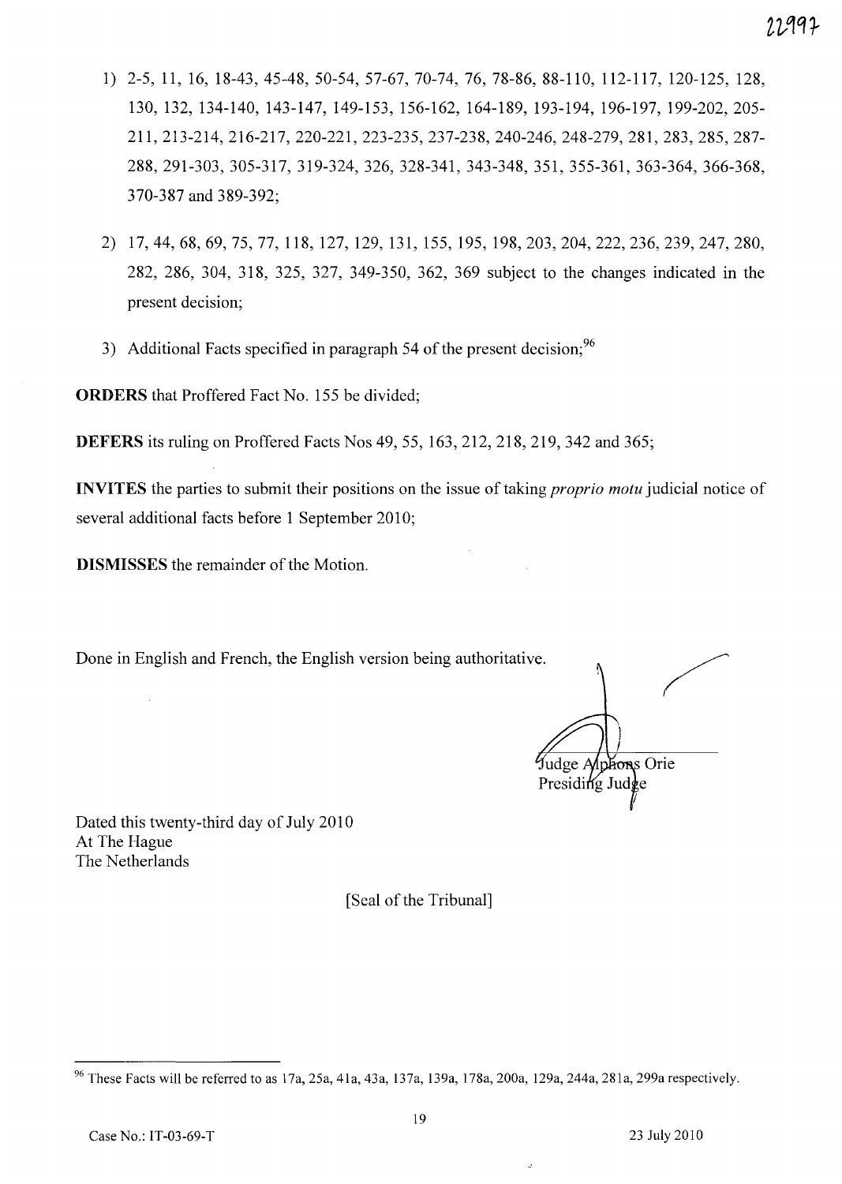1) 2-5, 11, 16, 18-43, 45-48, 50-54, 57-67, 70-74, 76, 78-86, 88-110, 112-117, 120-125, 128, 130, 132, 134-140, 143-147, 149-153, 156-162, 164-189, 193-194, 196-197, 199-202, 205-211, 213-214, 216-217, 220-221, 223-235, 237-238, 240-246, 248-279, 281, 283, 285, 287-288, 291-303, 305-317, 319-324, 326, 328-341, 343-348, 351, 355-361, 363-364, 366-368, 370-387 and 389-392;

2) 17, 44, 68, 69, 75, 77, 118, 127, 129, 131, 155, 195, 198, 203, 204, 222, 236, 239, 247, 280, 282, 286, 304, 318, 325, 327, 349-350, 362, 369 subject to the changes indicated in the present decision;

3) Additional Facts specified in paragraph 54 of the present decision;[96]

**ORDERS** that Proffered Fact No. 155 be divided;

**DEFERS** its ruling on Proffered Facts Nos 49, 55, 163, 212, 218, 219, 342 and 365;

**INVITES** the parties to submit their positions on the issue of taking *proprio motu* judicial notice of several additional facts before 1 September 2010;

**DISMISSES** the remainder of the Motion.

Done in English and French, the English version being authoritative.

Judge Alphons Orie
Presiding Judge

Dated this twenty-third day of July 2010
At The Hague
The Netherlands

[Seal of the Tribunal]

---

[96] These Facts will be referred to as 17a, 25a, 41a, 43a, 137a, 139a, 178a, 200a, 129a, 244a, 281a, 299a respectively.